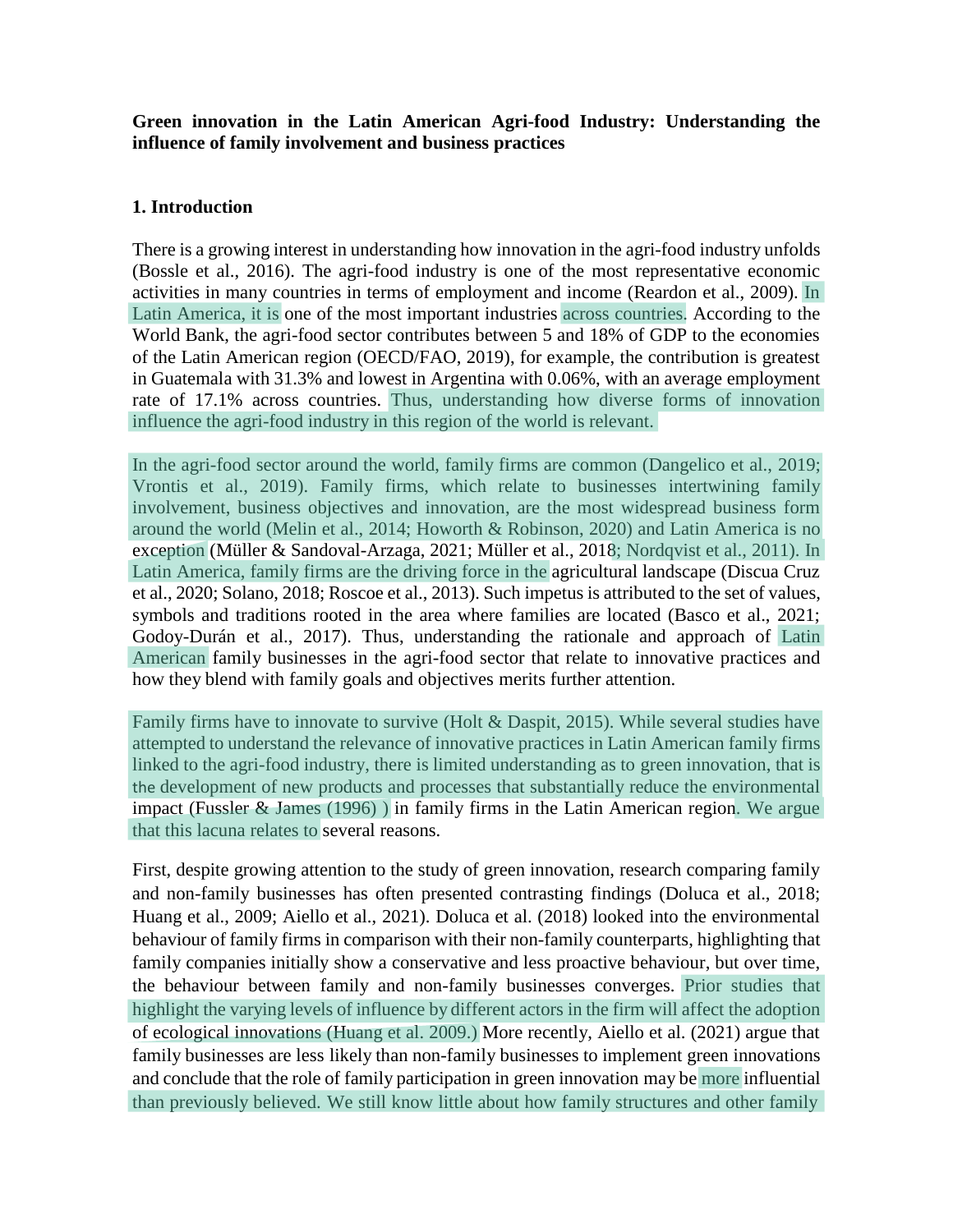**Green innovation in the Latin American Agri-food Industry: Understanding the influence of family involvement and business practices**

## 1. Introduction

There is a growing interest in understanding how innovation in the agri-food industry unfolds (Bossle et al., 2016). The agri-food industry is one of the most representative economic activities in many countries in terms of employment and income (Reardon et al., 2009). In Latin America, it is one of the most important industries across countries. According to the World Bank, the agri-food sector contributes between 5 and 18% of GDP to the economies of the Latin American region (OECD/FAO, 2019), for example, the contribution is greatest in Guatemala with 31.3% and lowest in Argentina with 0.06%, with an average employment rate of 17.1% across countries. Thus, understanding how diverse forms of innovation influence the agri-food industry in this region of the world is relevant.

In the agri-food sector around the world, family firms are common (Dangelico et al., 2019; Vrontis et al., 2019). Family firms, which relate to businesses intertwining family involvement, business objectives and innovation, are the most widespread business form around the world (Melin et al., 2014; Howorth & Robinson, 2020) and Latin America is no exception (Müller & Sandoval-Arzaga, 2021; Müller et al., 2018; Nordqvist et al., 2011). In Latin America, family firms are the driving force in the agricultural landscape (Discua Cruz et al., 2020; Solano, 2018; Roscoe et al., 2013). Such impetus is attributed to the set of values, symbols and traditions rooted in the area where families are located (Basco et al., 2021; Godoy-Durán et al., 2017). Thus, understanding the rationale and approach of Latin American family businesses in the agri-food sector that relate to innovative practices and how they blend with family goals and objectives merits further attention.

Family firms have to innovate to survive (Holt & Daspit, 2015). While several studies have attempted to understand the relevance of innovative practices in Latin American family firms linked to the agri-food industry, there is limited understanding as to green innovation, that is the development of new products and processes that substantially reduce the environmental impact (Fussler & James (1996) ) in family firms in the Latin American region. We argue that this lacuna relates to several reasons.

First, despite growing attention to the study of green innovation, research comparing family and non-family businesses has often presented contrasting findings (Doluca et al., 2018; Huang et al., 2009; Aiello et al., 2021). Doluca et al. (2018) looked into the environmental behaviour of family firms in comparison with their non-family counterparts, highlighting that family companies initially show a conservative and less proactive behaviour, but over time, the behaviour between family and non-family businesses converges. Prior studies that highlight the varying levels of influence by different actors in the firm will affect the adoption of ecological innovations (Huang et al. 2009.) More recently, Aiello et al. (2021) argue that family businesses are less likely than non-family businesses to implement green innovations and conclude that the role of family participation in green innovation may be more influential than previously believed. We still know little about how family structures and other family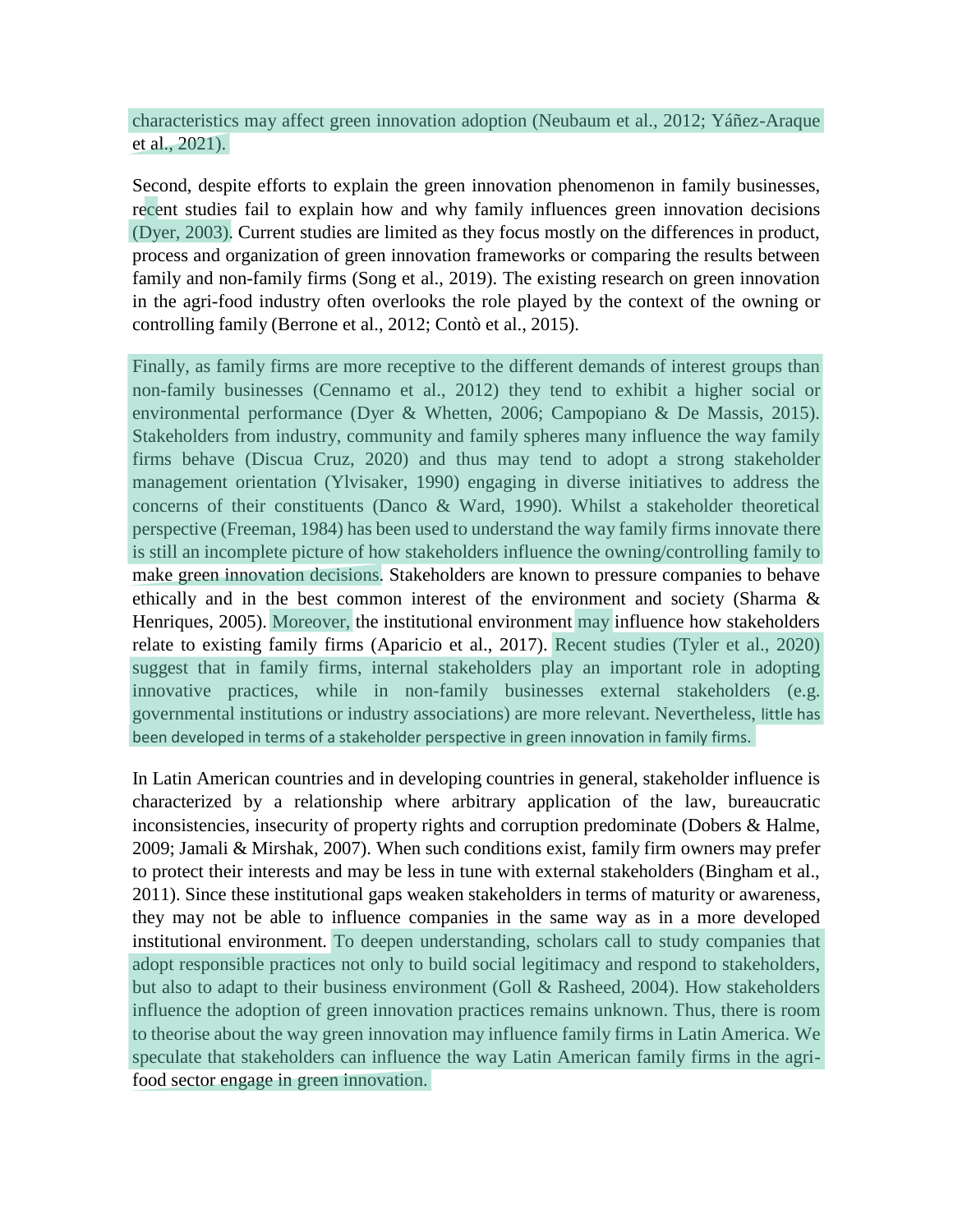characteristics may affect green innovation adoption (Neubaum et al., 2012; Yáñez-Araque et al., 2021).

Second, despite efforts to explain the green innovation phenomenon in family businesses, recent studies fail to explain how and why family influences green innovation decisions (Dyer, 2003). Current studies are limited as they focus mostly on the differences in product, process and organization of green innovation frameworks or comparing the results between family and non-family firms (Song et al., 2019). The existing research on green innovation in the agri-food industry often overlooks the role played by the context of the owning or controlling family (Berrone et al., 2012; Contò et al., 2015).

Finally, as family firms are more receptive to the different demands of interest groups than non-family businesses (Cennamo et al., 2012) they tend to exhibit a higher social or environmental performance (Dyer & Whetten, 2006; Campopiano & De Massis, 2015). Stakeholders from industry, community and family spheres many influence the way family firms behave (Discua Cruz, 2020) and thus may tend to adopt a strong stakeholder management orientation (Ylvisaker, 1990) engaging in diverse initiatives to address the concerns of their constituents (Danco & Ward, 1990). Whilst a stakeholder theoretical perspective (Freeman, 1984) has been used to understand the way family firms innovate there is still an incomplete picture of how stakeholders influence the owning/controlling family to make green innovation decisions. Stakeholders are known to pressure companies to behave ethically and in the best common interest of the environment and society (Sharma & Henriques, 2005). Moreover, the institutional environment may influence how stakeholders relate to existing family firms (Aparicio et al., 2017). Recent studies (Tyler et al., 2020) suggest that in family firms, internal stakeholders play an important role in adopting innovative practices, while in non-family businesses external stakeholders (e.g. governmental institutions or industry associations) are more relevant. Nevertheless, little has been developed in terms of a stakeholder perspective in green innovation in family firms.

In Latin American countries and in developing countries in general, stakeholder influence is characterized by a relationship where arbitrary application of the law, bureaucratic inconsistencies, insecurity of property rights and corruption predominate (Dobers & Halme, 2009; Jamali & Mirshak, 2007). When such conditions exist, family firm owners may prefer to protect their interests and may be less in tune with external stakeholders (Bingham et al., 2011). Since these institutional gaps weaken stakeholders in terms of maturity or awareness, they may not be able to influence companies in the same way as in a more developed institutional environment. To deepen understanding, scholars call to study companies that adopt responsible practices not only to build social legitimacy and respond to stakeholders, but also to adapt to their business environment (Goll & Rasheed, 2004). How stakeholders influence the adoption of green innovation practices remains unknown. Thus, there is room to theorise about the way green innovation may influence family firms in Latin America. We speculate that stakeholders can influence the way Latin American family firms in the agri-food sector engage in green innovation.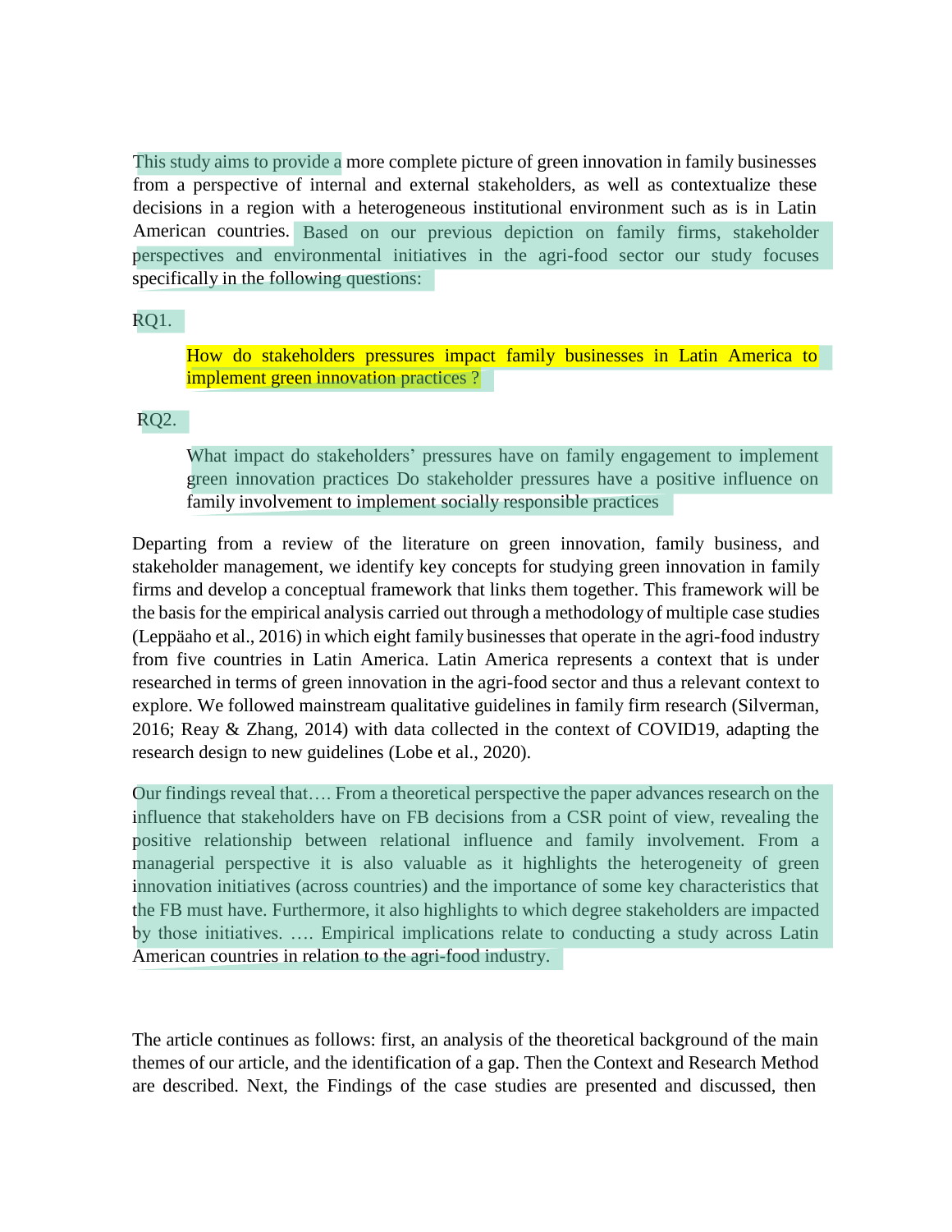This study aims to provide a more complete picture of green innovation in family businesses from a perspective of internal and external stakeholders, as well as contextualize these decisions in a region with a heterogeneous institutional environment such as is in Latin American countries. Based on our previous depiction on family firms, stakeholder perspectives and environmental initiatives in the agri-food sector our study focuses specifically in the following questions:

RQ1.

> How do stakeholders pressures impact family businesses in Latin America to implement green innovation practices ?

RQ2.

> What impact do stakeholders' pressures have on family engagement to implement green innovation practices Do stakeholder pressures have a positive influence on family involvement to implement socially responsible practices

Departing from a review of the literature on green innovation, family business, and stakeholder management, we identify key concepts for studying green innovation in family firms and develop a conceptual framework that links them together. This framework will be the basis for the empirical analysis carried out through a methodology of multiple case studies (Leppäaho et al., 2016) in which eight family businesses that operate in the agri-food industry from five countries in Latin America. Latin America represents a context that is under researched in terms of green innovation in the agri-food sector and thus a relevant context to explore. We followed mainstream qualitative guidelines in family firm research (Silverman, 2016; Reay & Zhang, 2014) with data collected in the context of COVID19, adapting the research design to new guidelines (Lobe et al., 2020).

Our findings reveal that…. From a theoretical perspective the paper advances research on the influence that stakeholders have on FB decisions from a CSR point of view, revealing the positive relationship between relational influence and family involvement. From a managerial perspective it is also valuable as it highlights the heterogeneity of green innovation initiatives (across countries) and the importance of some key characteristics that the FB must have. Furthermore, it also highlights to which degree stakeholders are impacted by those initiatives. …. Empirical implications relate to conducting a study across Latin American countries in relation to the agri-food industry.

The article continues as follows: first, an analysis of the theoretical background of the main themes of our article, and the identification of a gap. Then the Context and Research Method are described. Next, the Findings of the case studies are presented and discussed, then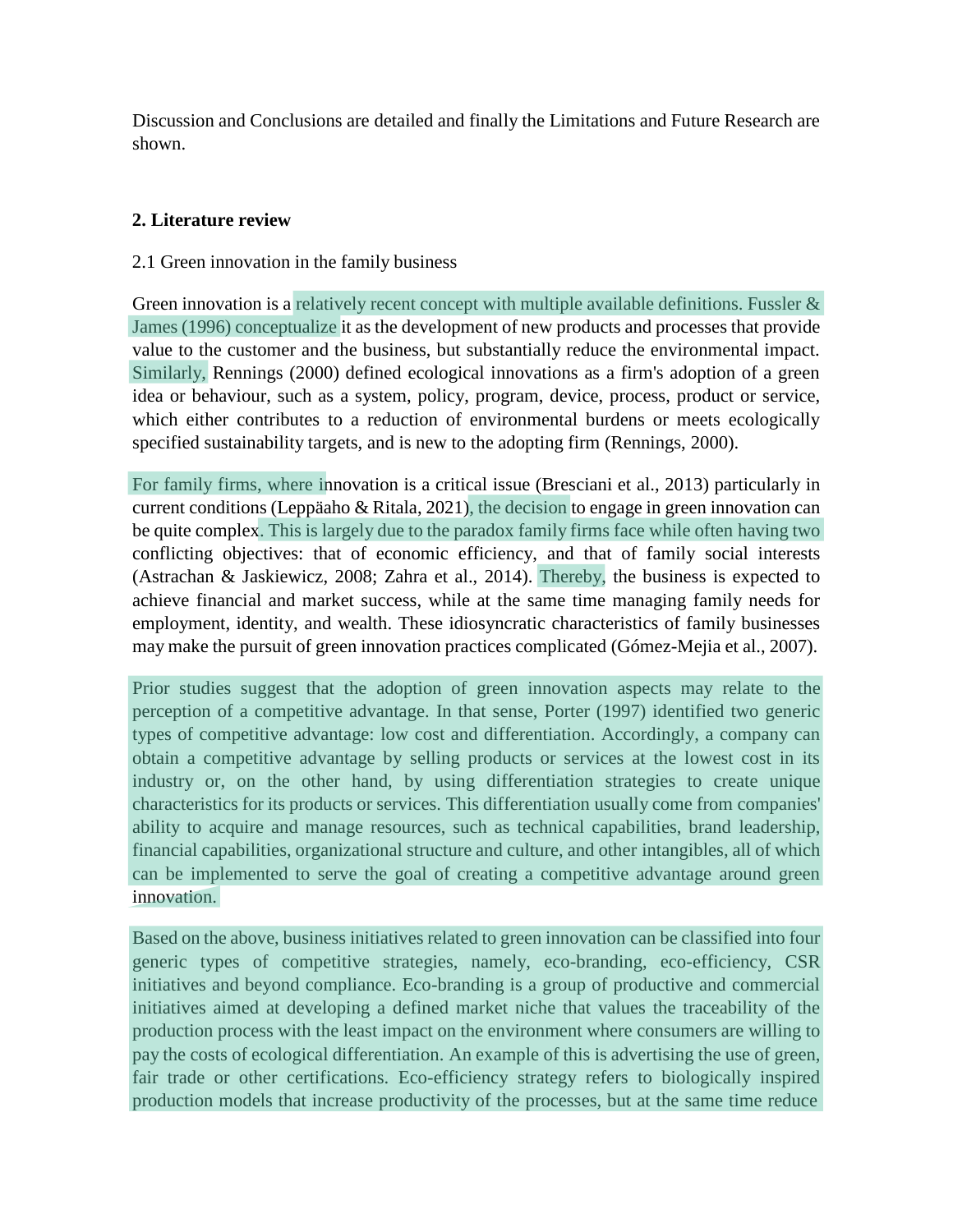Discussion and Conclusions are detailed and finally the Limitations and Future Research are shown.

## 2. Literature review

### 2.1 Green innovation in the family business

Green innovation is a relatively recent concept with multiple available definitions. Fussler & James (1996) conceptualize it as the development of new products and processes that provide value to the customer and the business, but substantially reduce the environmental impact. Similarly, Rennings (2000) defined ecological innovations as a firm's adoption of a green idea or behaviour, such as a system, policy, program, device, process, product or service, which either contributes to a reduction of environmental burdens or meets ecologically specified sustainability targets, and is new to the adopting firm (Rennings, 2000).

For family firms, where innovation is a critical issue (Bresciani et al., 2013) particularly in current conditions (Leppäaho & Ritala, 2021), the decision to engage in green innovation can be quite complex. This is largely due to the paradox family firms face while often having two conflicting objectives: that of economic efficiency, and that of family social interests (Astrachan & Jaskiewicz, 2008; Zahra et al., 2014). Thereby, the business is expected to achieve financial and market success, while at the same time managing family needs for employment, identity, and wealth. These idiosyncratic characteristics of family businesses may make the pursuit of green innovation practices complicated (Gómez-Mejia et al., 2007).

Prior studies suggest that the adoption of green innovation aspects may relate to the perception of a competitive advantage. In that sense, Porter (1997) identified two generic types of competitive advantage: low cost and differentiation. Accordingly, a company can obtain a competitive advantage by selling products or services at the lowest cost in its industry or, on the other hand, by using differentiation strategies to create unique characteristics for its products or services. This differentiation usually come from companies' ability to acquire and manage resources, such as technical capabilities, brand leadership, financial capabilities, organizational structure and culture, and other intangibles, all of which can be implemented to serve the goal of creating a competitive advantage around green innovation.

Based on the above, business initiatives related to green innovation can be classified into four generic types of competitive strategies, namely, eco-branding, eco-efficiency, CSR initiatives and beyond compliance. Eco-branding is a group of productive and commercial initiatives aimed at developing a defined market niche that values the traceability of the production process with the least impact on the environment where consumers are willing to pay the costs of ecological differentiation. An example of this is advertising the use of green, fair trade or other certifications. Eco-efficiency strategy refers to biologically inspired production models that increase productivity of the processes, but at the same time reduce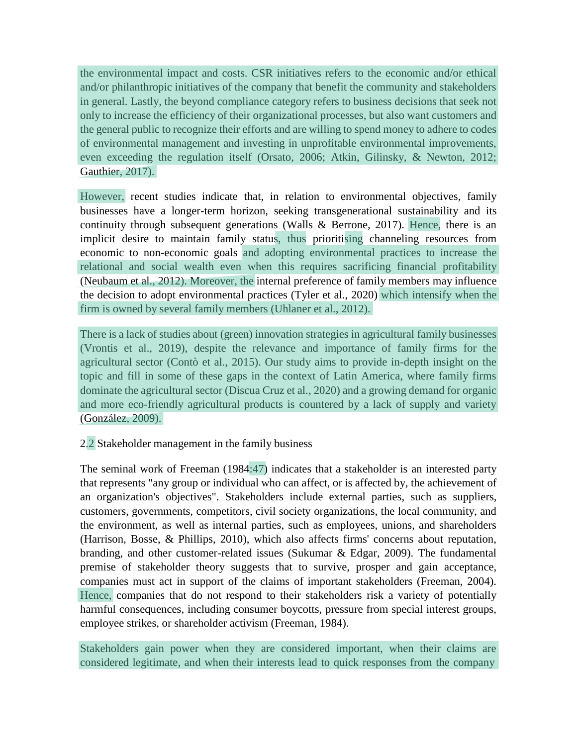the environmental impact and costs. CSR initiatives refers to the economic and/or ethical and/or philanthropic initiatives of the company that benefit the community and stakeholders in general. Lastly, the beyond compliance category refers to business decisions that seek not only to increase the efficiency of their organizational processes, but also want customers and the general public to recognize their efforts and are willing to spend money to adhere to codes of environmental management and investing in unprofitable environmental improvements, even exceeding the regulation itself (Orsato, 2006; Atkin, Gilinsky, & Newton, 2012; Gauthier, 2017).

However, recent studies indicate that, in relation to environmental objectives, family businesses have a longer-term horizon, seeking transgenerational sustainability and its continuity through subsequent generations (Walls & Berrone, 2017). Hence, there is an implicit desire to maintain family status, thus prioritising channeling resources from economic to non-economic goals and adopting environmental practices to increase the relational and social wealth even when this requires sacrificing financial profitability (Neubaum et al., 2012). Moreover, the internal preference of family members may influence the decision to adopt environmental practices (Tyler et al., 2020) which intensify when the firm is owned by several family members (Uhlaner et al., 2012).

There is a lack of studies about (green) innovation strategies in agricultural family businesses (Vrontis et al., 2019), despite the relevance and importance of family firms for the agricultural sector (Contò et al., 2015). Our study aims to provide in-depth insight on the topic and fill in some of these gaps in the context of Latin America, where family firms dominate the agricultural sector (Discua Cruz et al., 2020) and a growing demand for organic and more eco-friendly agricultural products is countered by a lack of supply and variety (González, 2009).

## 2.2 Stakeholder management in the family business

The seminal work of Freeman (1984:47) indicates that a stakeholder is an interested party that represents "any group or individual who can affect, or is affected by, the achievement of an organization's objectives". Stakeholders include external parties, such as suppliers, customers, governments, competitors, civil society organizations, the local community, and the environment, as well as internal parties, such as employees, unions, and shareholders (Harrison, Bosse, & Phillips, 2010), which also affects firms' concerns about reputation, branding, and other customer-related issues (Sukumar & Edgar, 2009). The fundamental premise of stakeholder theory suggests that to survive, prosper and gain acceptance, companies must act in support of the claims of important stakeholders (Freeman, 2004). Hence, companies that do not respond to their stakeholders risk a variety of potentially harmful consequences, including consumer boycotts, pressure from special interest groups, employee strikes, or shareholder activism (Freeman, 1984).

Stakeholders gain power when they are considered important, when their claims are considered legitimate, and when their interests lead to quick responses from the company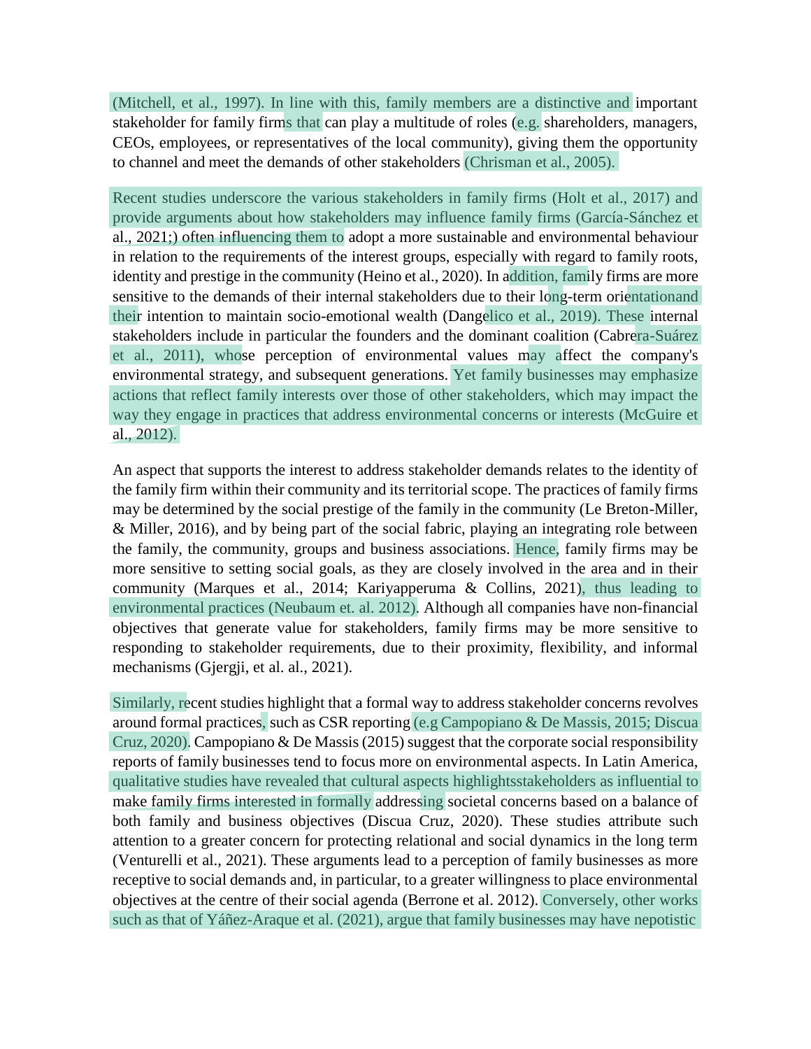(Mitchell, et al., 1997). In line with this, family members are a distinctive and important stakeholder for family firms that can play a multitude of roles (e.g. shareholders, managers, CEOs, employees, or representatives of the local community), giving them the opportunity to channel and meet the demands of other stakeholders (Chrisman et al., 2005).

Recent studies underscore the various stakeholders in family firms (Holt et al., 2017) and provide arguments about how stakeholders may influence family firms (García-Sánchez et al., 2021;) often influencing them to adopt a more sustainable and environmental behaviour in relation to the requirements of the interest groups, especially with regard to family roots, identity and prestige in the community (Heino et al., 2020). In addition, family firms are more sensitive to the demands of their internal stakeholders due to their long-term orientationand their intention to maintain socio-emotional wealth (Dangelico et al., 2019). These internal stakeholders include in particular the founders and the dominant coalition (Cabrera-Suárez et al., 2011), whose perception of environmental values may affect the company's environmental strategy, and subsequent generations. Yet family businesses may emphasize actions that reflect family interests over those of other stakeholders, which may impact the way they engage in practices that address environmental concerns or interests (McGuire et al., 2012).

An aspect that supports the interest to address stakeholder demands relates to the identity of the family firm within their community and its territorial scope. The practices of family firms may be determined by the social prestige of the family in the community (Le Breton-Miller, & Miller, 2016), and by being part of the social fabric, playing an integrating role between the family, the community, groups and business associations. Hence, family firms may be more sensitive to setting social goals, as they are closely involved in the area and in their community (Marques et al., 2014; Kariyapperuma & Collins, 2021), thus leading to environmental practices (Neubaum et. al. 2012). Although all companies have non-financial objectives that generate value for stakeholders, family firms may be more sensitive to responding to stakeholder requirements, due to their proximity, flexibility, and informal mechanisms (Gjergji, et al. al., 2021).

Similarly, recent studies highlight that a formal way to address stakeholder concerns revolves around formal practices, such as CSR reporting (e.g Campopiano & De Massis, 2015; Discua Cruz, 2020). Campopiano & De Massis (2015) suggest that the corporate social responsibility reports of family businesses tend to focus more on environmental aspects. In Latin America, qualitative studies have revealed that cultural aspects highlightsstakeholders as influential to make family firms interested in formally addressing societal concerns based on a balance of both family and business objectives (Discua Cruz, 2020). These studies attribute such attention to a greater concern for protecting relational and social dynamics in the long term (Venturelli et al., 2021). These arguments lead to a perception of family businesses as more receptive to social demands and, in particular, to a greater willingness to place environmental objectives at the centre of their social agenda (Berrone et al. 2012). Conversely, other works such as that of Yáñez-Araque et al. (2021), argue that family businesses may have nepotistic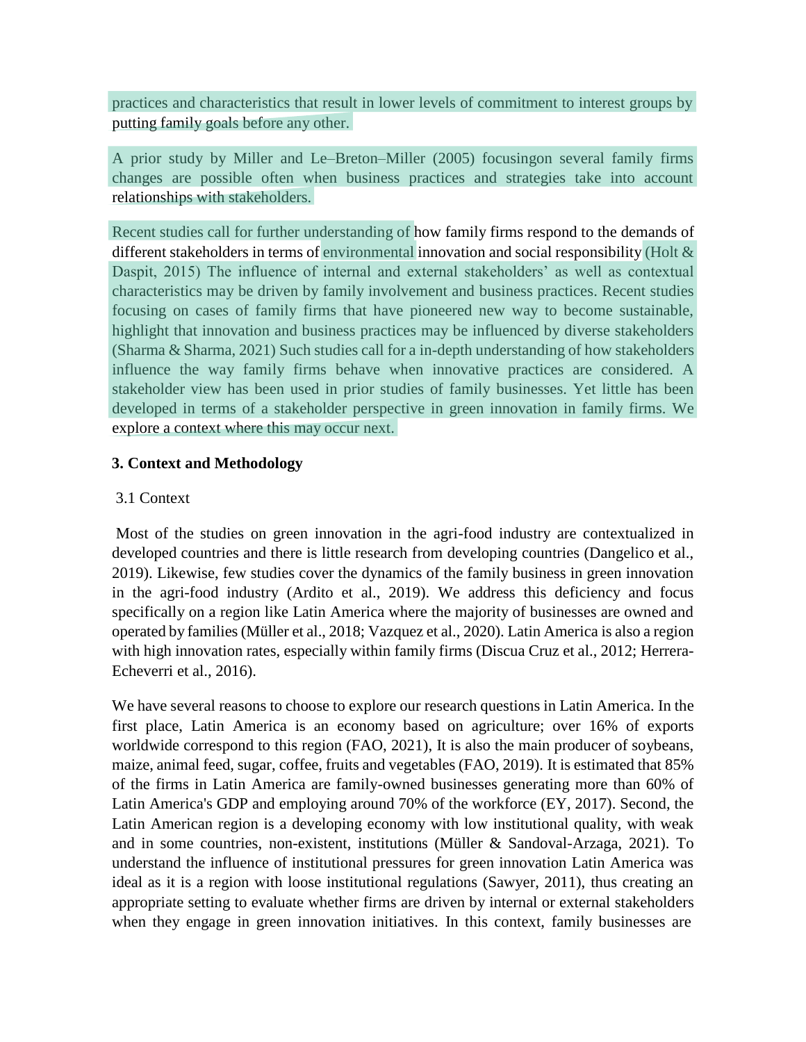practices and characteristics that result in lower levels of commitment to interest groups by putting family goals before any other.

A prior study by Miller and Le–Breton–Miller (2005) focusingon several family firms changes are possible often when business practices and strategies take into account relationships with stakeholders.

Recent studies call for further understanding of how family firms respond to the demands of different stakeholders in terms of environmental innovation and social responsibility (Holt & Daspit, 2015) The influence of internal and external stakeholders' as well as contextual characteristics may be driven by family involvement and business practices. Recent studies focusing on cases of family firms that have pioneered new way to become sustainable, highlight that innovation and business practices may be influenced by diverse stakeholders (Sharma & Sharma, 2021) Such studies call for a in-depth understanding of how stakeholders influence the way family firms behave when innovative practices are considered. A stakeholder view has been used in prior studies of family businesses. Yet little has been developed in terms of a stakeholder perspective in green innovation in family firms. We explore a context where this may occur next.

## 3. Context and Methodology

### 3.1 Context

Most of the studies on green innovation in the agri-food industry are contextualized in developed countries and there is little research from developing countries (Dangelico et al., 2019). Likewise, few studies cover the dynamics of the family business in green innovation in the agri-food industry (Ardito et al., 2019). We address this deficiency and focus specifically on a region like Latin America where the majority of businesses are owned and operated by families (Müller et al., 2018; Vazquez et al., 2020). Latin America is also a region with high innovation rates, especially within family firms (Discua Cruz et al., 2012; Herrera-Echeverri et al., 2016).

We have several reasons to choose to explore our research questions in Latin America. In the first place, Latin America is an economy based on agriculture; over 16% of exports worldwide correspond to this region (FAO, 2021), It is also the main producer of soybeans, maize, animal feed, sugar, coffee, fruits and vegetables (FAO, 2019). It is estimated that 85% of the firms in Latin America are family-owned businesses generating more than 60% of Latin America's GDP and employing around 70% of the workforce (EY, 2017). Second, the Latin American region is a developing economy with low institutional quality, with weak and in some countries, non-existent, institutions (Müller & Sandoval-Arzaga, 2021). To understand the influence of institutional pressures for green innovation Latin America was ideal as it is a region with loose institutional regulations (Sawyer, 2011), thus creating an appropriate setting to evaluate whether firms are driven by internal or external stakeholders when they engage in green innovation initiatives. In this context, family businesses are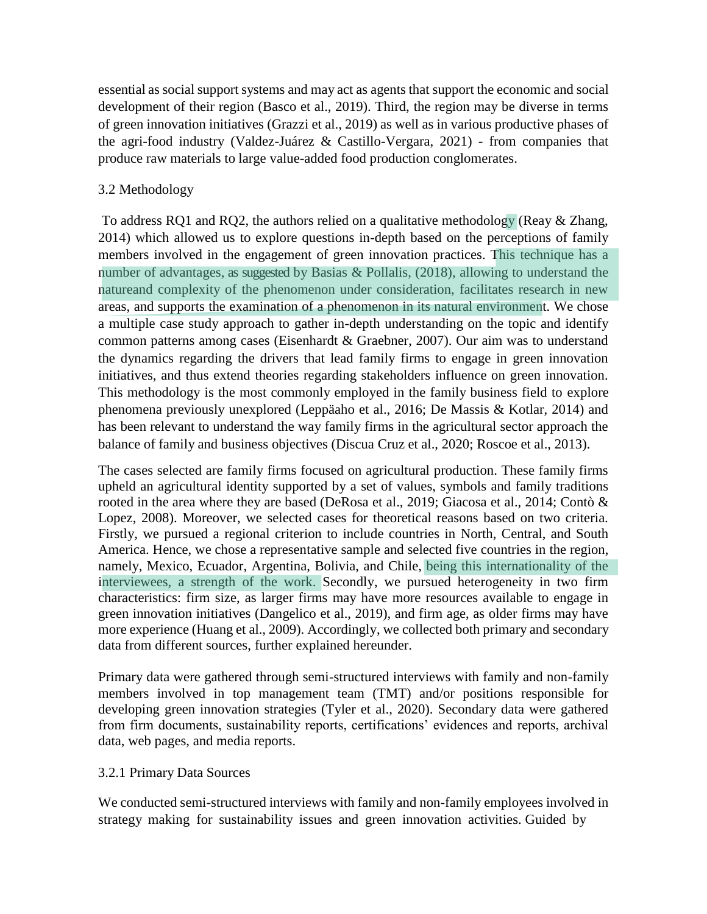essential as social support systems and may act as agents that support the economic and social development of their region (Basco et al., 2019). Third, the region may be diverse in terms of green innovation initiatives (Grazzi et al., 2019) as well as in various productive phases of the agri-food industry (Valdez-Juárez & Castillo-Vergara, 2021) - from companies that produce raw materials to large value-added food production conglomerates.

### 3.2 Methodology

To address RQ1 and RQ2, the authors relied on a qualitative methodology (Reay & Zhang, 2014) which allowed us to explore questions in-depth based on the perceptions of family members involved in the engagement of green innovation practices. This technique has a number of advantages, as suggested by Basias & Pollalis, (2018), allowing to understand the natureand complexity of the phenomenon under consideration, facilitates research in new areas, and supports the examination of a phenomenon in its natural environment. We chose a multiple case study approach to gather in-depth understanding on the topic and identify common patterns among cases (Eisenhardt & Graebner, 2007). Our aim was to understand the dynamics regarding the drivers that lead family firms to engage in green innovation initiatives, and thus extend theories regarding stakeholders influence on green innovation. This methodology is the most commonly employed in the family business field to explore phenomena previously unexplored (Leppäaho et al., 2016; De Massis & Kotlar, 2014) and has been relevant to understand the way family firms in the agricultural sector approach the balance of family and business objectives (Discua Cruz et al., 2020; Roscoe et al., 2013).

The cases selected are family firms focused on agricultural production. These family firms upheld an agricultural identity supported by a set of values, symbols and family traditions rooted in the area where they are based (DeRosa et al., 2019; Giacosa et al., 2014; Contò & Lopez, 2008). Moreover, we selected cases for theoretical reasons based on two criteria. Firstly, we pursued a regional criterion to include countries in North, Central, and South America. Hence, we chose a representative sample and selected five countries in the region, namely, Mexico, Ecuador, Argentina, Bolivia, and Chile, being this internationality of the interviewees, a strength of the work. Secondly, we pursued heterogeneity in two firm characteristics: firm size, as larger firms may have more resources available to engage in green innovation initiatives (Dangelico et al., 2019), and firm age, as older firms may have more experience (Huang et al., 2009). Accordingly, we collected both primary and secondary data from different sources, further explained hereunder.

Primary data were gathered through semi-structured interviews with family and non-family members involved in top management team (TMT) and/or positions responsible for developing green innovation strategies (Tyler et al., 2020). Secondary data were gathered from firm documents, sustainability reports, certifications' evidences and reports, archival data, web pages, and media reports.

#### 3.2.1 Primary Data Sources

We conducted semi-structured interviews with family and non-family employees involved in strategy making for sustainability issues and green innovation activities. Guided by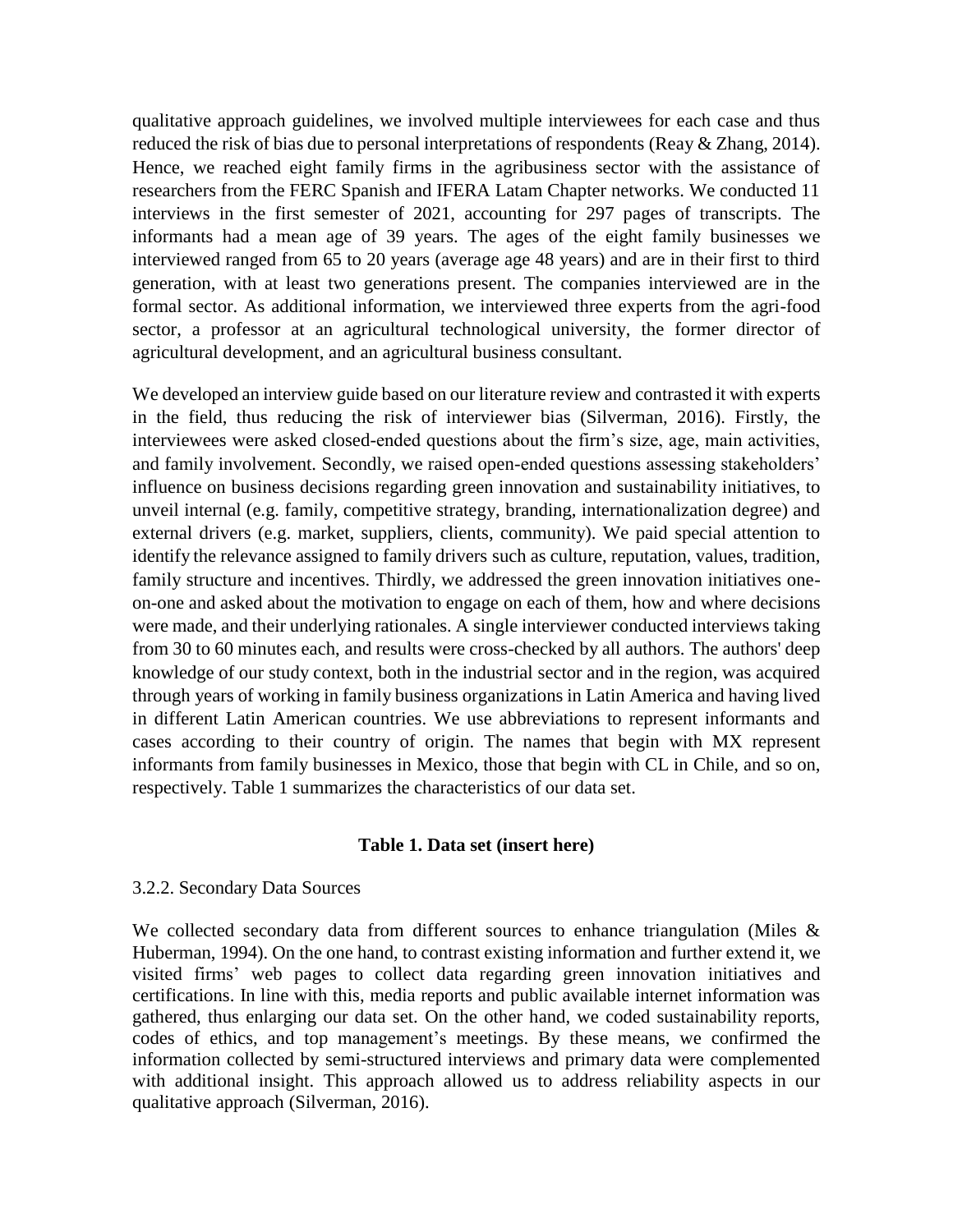qualitative approach guidelines, we involved multiple interviewees for each case and thus reduced the risk of bias due to personal interpretations of respondents (Reay & Zhang, 2014). Hence, we reached eight family firms in the agribusiness sector with the assistance of researchers from the FERC Spanish and IFERA Latam Chapter networks. We conducted 11 interviews in the first semester of 2021, accounting for 297 pages of transcripts. The informants had a mean age of 39 years. The ages of the eight family businesses we interviewed ranged from 65 to 20 years (average age 48 years) and are in their first to third generation, with at least two generations present. The companies interviewed are in the formal sector. As additional information, we interviewed three experts from the agri-food sector, a professor at an agricultural technological university, the former director of agricultural development, and an agricultural business consultant.

We developed an interview guide based on our literature review and contrasted it with experts in the field, thus reducing the risk of interviewer bias (Silverman, 2016). Firstly, the interviewees were asked closed-ended questions about the firm's size, age, main activities, and family involvement. Secondly, we raised open-ended questions assessing stakeholders' influence on business decisions regarding green innovation and sustainability initiatives, to unveil internal (e.g. family, competitive strategy, branding, internationalization degree) and external drivers (e.g. market, suppliers, clients, community). We paid special attention to identify the relevance assigned to family drivers such as culture, reputation, values, tradition, family structure and incentives. Thirdly, we addressed the green innovation initiatives one-on-one and asked about the motivation to engage on each of them, how and where decisions were made, and their underlying rationales. A single interviewer conducted interviews taking from 30 to 60 minutes each, and results were cross-checked by all authors. The authors' deep knowledge of our study context, both in the industrial sector and in the region, was acquired through years of working in family business organizations in Latin America and having lived in different Latin American countries. We use abbreviations to represent informants and cases according to their country of origin. The names that begin with MX represent informants from family businesses in Mexico, those that begin with CL in Chile, and so on, respectively. Table 1 summarizes the characteristics of our data set.

**Table 1. Data set (insert here)**

3.2.2. Secondary Data Sources

We collected secondary data from different sources to enhance triangulation (Miles & Huberman, 1994). On the one hand, to contrast existing information and further extend it, we visited firms' web pages to collect data regarding green innovation initiatives and certifications. In line with this, media reports and public available internet information was gathered, thus enlarging our data set. On the other hand, we coded sustainability reports, codes of ethics, and top management's meetings. By these means, we confirmed the information collected by semi-structured interviews and primary data were complemented with additional insight. This approach allowed us to address reliability aspects in our qualitative approach (Silverman, 2016).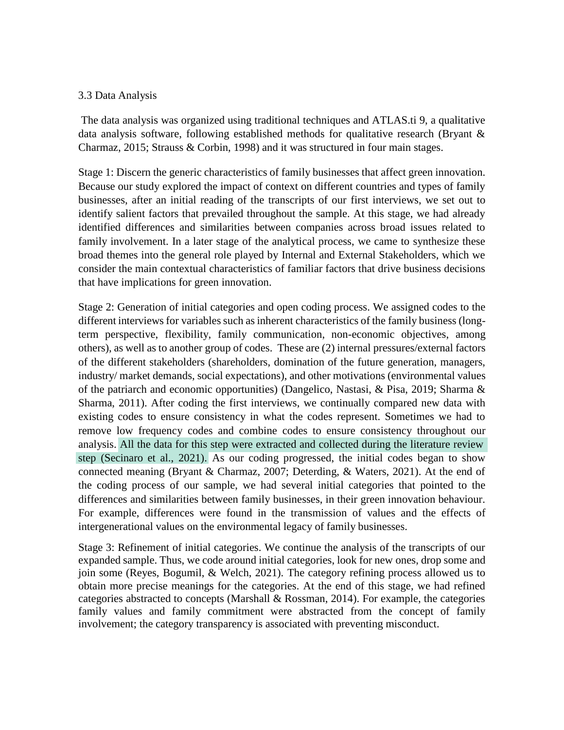### 3.3 Data Analysis

The data analysis was organized using traditional techniques and ATLAS.ti 9, a qualitative data analysis software, following established methods for qualitative research (Bryant & Charmaz, 2015; Strauss & Corbin, 1998) and it was structured in four main stages.

Stage 1: Discern the generic characteristics of family businesses that affect green innovation. Because our study explored the impact of context on different countries and types of family businesses, after an initial reading of the transcripts of our first interviews, we set out to identify salient factors that prevailed throughout the sample. At this stage, we had already identified differences and similarities between companies across broad issues related to family involvement. In a later stage of the analytical process, we came to synthesize these broad themes into the general role played by Internal and External Stakeholders, which we consider the main contextual characteristics of familiar factors that drive business decisions that have implications for green innovation.

Stage 2: Generation of initial categories and open coding process. We assigned codes to the different interviews for variables such as inherent characteristics of the family business (long-term perspective, flexibility, family communication, non-economic objectives, among others), as well as to another group of codes. These are (2) internal pressures/external factors of the different stakeholders (shareholders, domination of the future generation, managers, industry/ market demands, social expectations), and other motivations (environmental values of the patriarch and economic opportunities) (Dangelico, Nastasi, & Pisa, 2019; Sharma & Sharma, 2011). After coding the first interviews, we continually compared new data with existing codes to ensure consistency in what the codes represent. Sometimes we had to remove low frequency codes and combine codes to ensure consistency throughout our analysis. All the data for this step were extracted and collected during the literature review step (Secinaro et al., 2021). As our coding progressed, the initial codes began to show connected meaning (Bryant & Charmaz, 2007; Deterding, & Waters, 2021). At the end of the coding process of our sample, we had several initial categories that pointed to the differences and similarities between family businesses, in their green innovation behaviour. For example, differences were found in the transmission of values and the effects of intergenerational values on the environmental legacy of family businesses.

Stage 3: Refinement of initial categories. We continue the analysis of the transcripts of our expanded sample. Thus, we code around initial categories, look for new ones, drop some and join some (Reyes, Bogumil, & Welch, 2021). The category refining process allowed us to obtain more precise meanings for the categories. At the end of this stage, we had refined categories abstracted to concepts (Marshall & Rossman, 2014). For example, the categories family values and family commitment were abstracted from the concept of family involvement; the category transparency is associated with preventing misconduct.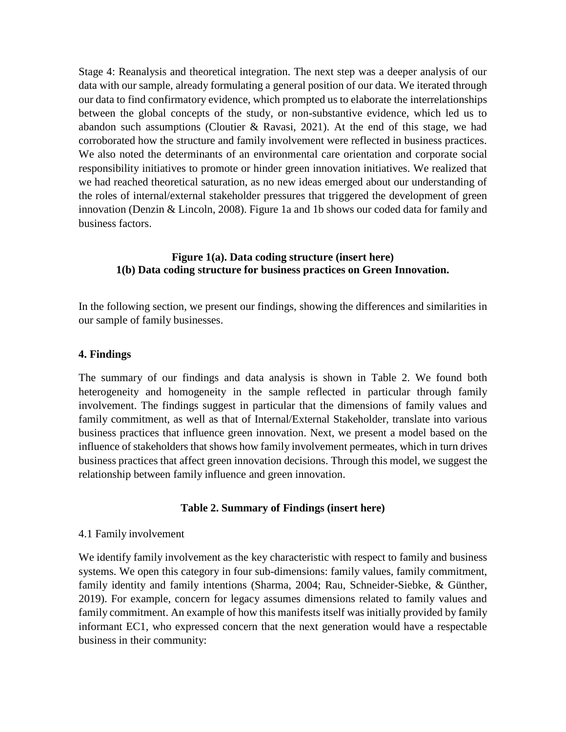Stage 4: Reanalysis and theoretical integration. The next step was a deeper analysis of our data with our sample, already formulating a general position of our data. We iterated through our data to find confirmatory evidence, which prompted us to elaborate the interrelationships between the global concepts of the study, or non-substantive evidence, which led us to abandon such assumptions (Cloutier & Ravasi, 2021). At the end of this stage, we had corroborated how the structure and family involvement were reflected in business practices. We also noted the determinants of an environmental care orientation and corporate social responsibility initiatives to promote or hinder green innovation initiatives. We realized that we had reached theoretical saturation, as no new ideas emerged about our understanding of the roles of internal/external stakeholder pressures that triggered the development of green innovation (Denzin & Lincoln, 2008). Figure 1a and 1b shows our coded data for family and business factors.

**Figure 1(a). Data coding structure (insert here)**
**1(b) Data coding structure for business practices on Green Innovation.**

In the following section, we present our findings, showing the differences and similarities in our sample of family businesses.

## 4. Findings

The summary of our findings and data analysis is shown in Table 2. We found both heterogeneity and homogeneity in the sample reflected in particular through family involvement. The findings suggest in particular that the dimensions of family values and family commitment, as well as that of Internal/External Stakeholder, translate into various business practices that influence green innovation. Next, we present a model based on the influence of stakeholders that shows how family involvement permeates, which in turn drives business practices that affect green innovation decisions. Through this model, we suggest the relationship between family influence and green innovation.

**Table 2. Summary of Findings (insert here)**

### 4.1 Family involvement

We identify family involvement as the key characteristic with respect to family and business systems. We open this category in four sub-dimensions: family values, family commitment, family identity and family intentions (Sharma, 2004; Rau, Schneider-Siebke, & Günther, 2019). For example, concern for legacy assumes dimensions related to family values and family commitment. An example of how this manifests itself was initially provided by family informant EC1, who expressed concern that the next generation would have a respectable business in their community: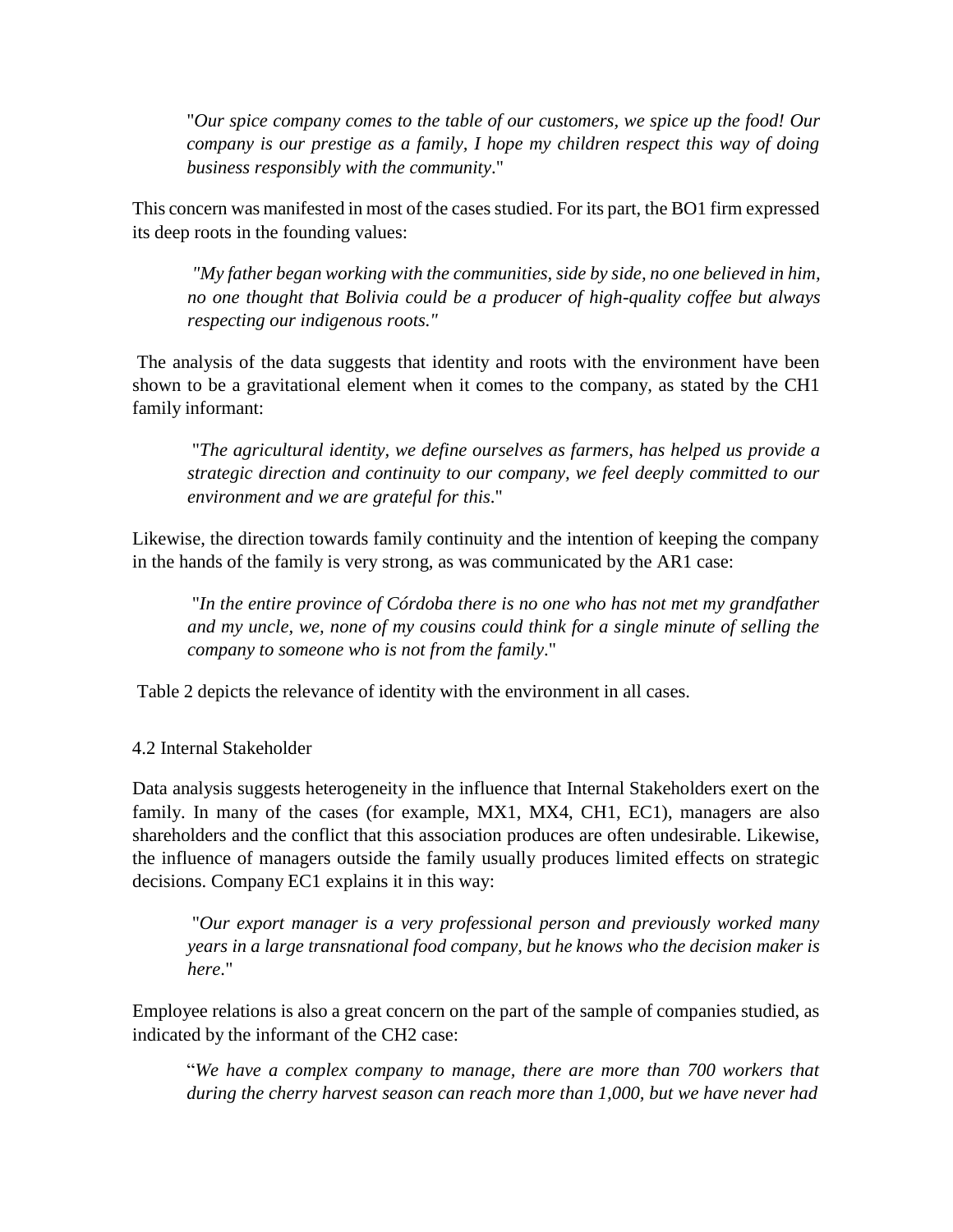> "*Our spice company comes to the table of our customers, we spice up the food! Our company is our prestige as a family, I hope my children respect this way of doing business responsibly with the community*."

This concern was manifested in most of the cases studied. For its part, the BO1 firm expressed its deep roots in the founding values:

> *"My father began working with the communities, side by side, no one believed in him, no one thought that Bolivia could be a producer of high-quality coffee but always respecting our indigenous roots."*

The analysis of the data suggests that identity and roots with the environment have been shown to be a gravitational element when it comes to the company, as stated by the CH1 family informant:

> "*The agricultural identity, we define ourselves as farmers, has helped us provide a strategic direction and continuity to our company, we feel deeply committed to our environment and we are grateful for this*."

Likewise, the direction towards family continuity and the intention of keeping the company in the hands of the family is very strong, as was communicated by the AR1 case:

> "*In the entire province of Córdoba there is no one who has not met my grandfather and my uncle, we, none of my cousins could think for a single minute of selling the company to someone who is not from the family*."

Table 2 depicts the relevance of identity with the environment in all cases.

### 4.2 Internal Stakeholder

Data analysis suggests heterogeneity in the influence that Internal Stakeholders exert on the family. In many of the cases (for example, MX1, MX4, CH1, EC1), managers are also shareholders and the conflict that this association produces are often undesirable. Likewise, the influence of managers outside the family usually produces limited effects on strategic decisions. Company EC1 explains it in this way:

> "*Our export manager is a very professional person and previously worked many years in a large transnational food company, but he knows who the decision maker is here*."

Employee relations is also a great concern on the part of the sample of companies studied, as indicated by the informant of the CH2 case:

> "*We have a complex company to manage, there are more than 700 workers that during the cherry harvest season can reach more than 1,000, but we have never had*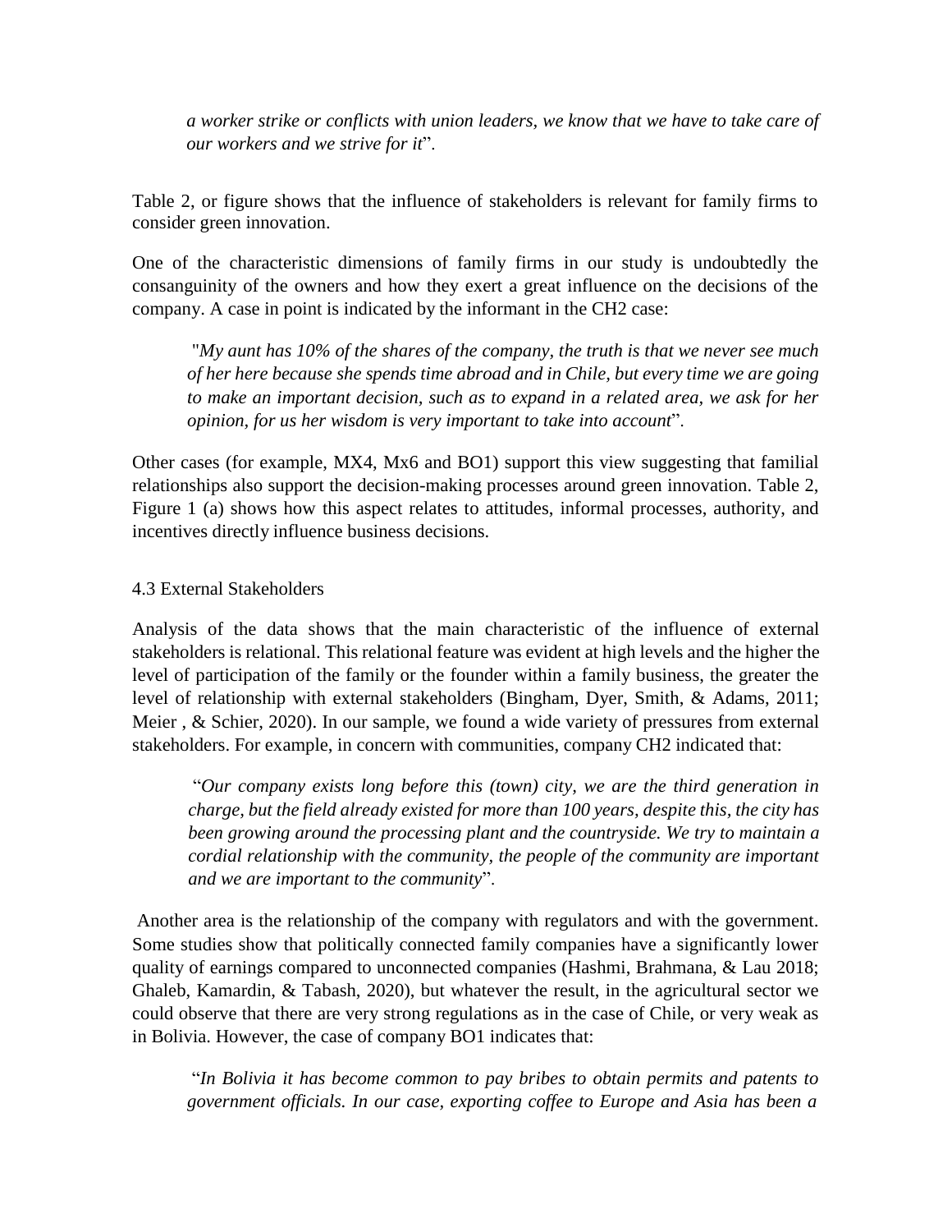*a worker strike or conflicts with union leaders, we know that we have to take care of our workers and we strive for it*".

Table 2, or figure shows that the influence of stakeholders is relevant for family firms to consider green innovation.

One of the characteristic dimensions of family firms in our study is undoubtedly the consanguinity of the owners and how they exert a great influence on the decisions of the company. A case in point is indicated by the informant in the CH2 case:

> "*My aunt has 10% of the shares of the company, the truth is that we never see much of her here because she spends time abroad and in Chile, but every time we are going to make an important decision, such as to expand in a related area, we ask for her opinion, for us her wisdom is very important to take into account*".

Other cases (for example, MX4, Mx6 and BO1) support this view suggesting that familial relationships also support the decision-making processes around green innovation. Table 2, Figure 1 (a) shows how this aspect relates to attitudes, informal processes, authority, and incentives directly influence business decisions.

### 4.3 External Stakeholders

Analysis of the data shows that the main characteristic of the influence of external stakeholders is relational. This relational feature was evident at high levels and the higher the level of participation of the family or the founder within a family business, the greater the level of relationship with external stakeholders (Bingham, Dyer, Smith, & Adams, 2011; Meier , & Schier, 2020). In our sample, we found a wide variety of pressures from external stakeholders. For example, in concern with communities, company CH2 indicated that:

> "*Our company exists long before this (town) city, we are the third generation in charge, but the field already existed for more than 100 years, despite this, the city has been growing around the processing plant and the countryside. We try to maintain a cordial relationship with the community, the people of the community are important and we are important to the community*".

Another area is the relationship of the company with regulators and with the government. Some studies show that politically connected family companies have a significantly lower quality of earnings compared to unconnected companies (Hashmi, Brahmana, & Lau 2018; Ghaleb, Kamardin, & Tabash, 2020), but whatever the result, in the agricultural sector we could observe that there are very strong regulations as in the case of Chile, or very weak as in Bolivia. However, the case of company BO1 indicates that:

> "*In Bolivia it has become common to pay bribes to obtain permits and patents to government officials. In our case, exporting coffee to Europe and Asia has been a*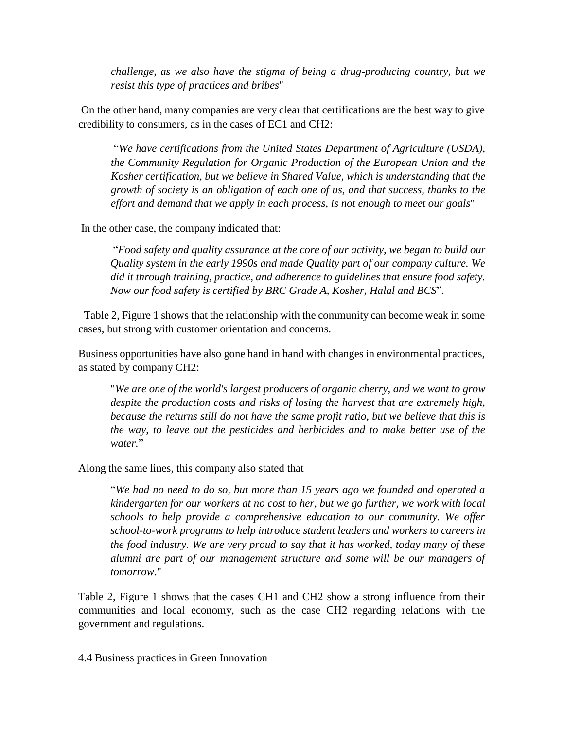*challenge, as we also have the stigma of being a drug-producing country, but we resist this type of practices and bribes*"

On the other hand, many companies are very clear that certifications are the best way to give credibility to consumers, as in the cases of EC1 and CH2:

> "*We have certifications from the United States Department of Agriculture (USDA), the Community Regulation for Organic Production of the European Union and the Kosher certification, but we believe in Shared Value, which is understanding that the growth of society is an obligation of each one of us, and that success, thanks to the effort and demand that we apply in each process, is not enough to meet our goals*"

In the other case, the company indicated that:

> "*Food safety and quality assurance at the core of our activity, we began to build our Quality system in the early 1990s and made Quality part of our company culture. We did it through training, practice, and adherence to guidelines that ensure food safety. Now our food safety is certified by BRC Grade A, Kosher, Halal and BCS*".

Table 2, Figure 1 shows that the relationship with the community can become weak in some cases, but strong with customer orientation and concerns.

Business opportunities have also gone hand in hand with changes in environmental practices, as stated by company CH2:

> "*We are one of the world's largest producers of organic cherry, and we want to grow despite the production costs and risks of losing the harvest that are extremely high, because the returns still do not have the same profit ratio, but we believe that this is the way, to leave out the pesticides and herbicides and to make better use of the water.*"

Along the same lines, this company also stated that

> "*We had no need to do so, but more than 15 years ago we founded and operated a kindergarten for our workers at no cost to her, but we go further, we work with local schools to help provide a comprehensive education to our community. We offer school-to-work programs to help introduce student leaders and workers to careers in the food industry. We are very proud to say that it has worked, today many of these alumni are part of our management structure and some will be our managers of tomorrow*."

Table 2, Figure 1 shows that the cases CH1 and CH2 show a strong influence from their communities and local economy, such as the case CH2 regarding relations with the government and regulations.

### 4.4 Business practices in Green Innovation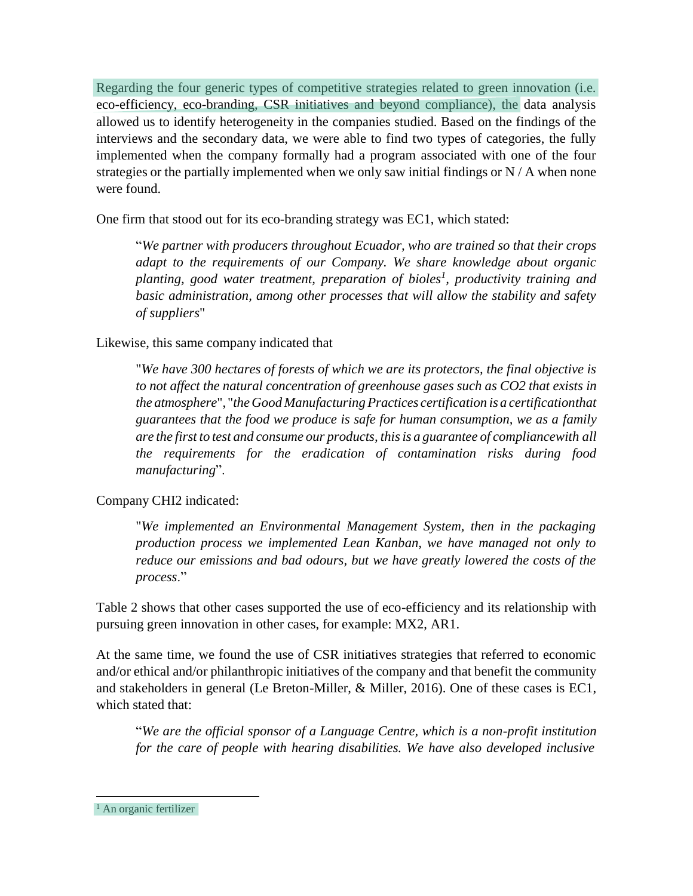Regarding the four generic types of competitive strategies related to green innovation (i.e. eco-efficiency, eco-branding, CSR initiatives and beyond compliance), the data analysis allowed us to identify heterogeneity in the companies studied. Based on the findings of the interviews and the secondary data, we were able to find two types of categories, the fully implemented when the company formally had a program associated with one of the four strategies or the partially implemented when we only saw initial findings or N / A when none were found.

One firm that stood out for its eco-branding strategy was EC1, which stated:

> "*We partner with producers throughout Ecuador, who are trained so that their crops adapt to the requirements of our Company. We share knowledge about organic planting, good water treatment, preparation of bioles*[1]*, productivity training and basic administration, among other processes that will allow the stability and safety of suppliers*"

Likewise, this same company indicated that

> "*We have 300 hectares of forests of which we are its protectors, the final objective is to not affect the natural concentration of greenhouse gases such as CO2 that exists in the atmosphere*", "*the Good Manufacturing Practices certification is a certificationthat guarantees that the food we produce is safe for human consumption, we as a family are the first to test and consume our products, this is a guarantee of compliancewith all the requirements for the eradication of contamination risks during food manufacturing*".

Company CHI2 indicated:

> "*We implemented an Environmental Management System, then in the packaging production process we implemented Lean Kanban, we have managed not only to reduce our emissions and bad odours, but we have greatly lowered the costs of the process*."

Table 2 shows that other cases supported the use of eco-efficiency and its relationship with pursuing green innovation in other cases, for example: MX2, AR1.

At the same time, we found the use of CSR initiatives strategies that referred to economic and/or ethical and/or philanthropic initiatives of the company and that benefit the community and stakeholders in general (Le Breton-Miller, & Miller, 2016). One of these cases is EC1, which stated that:

> "*We are the official sponsor of a Language Centre, which is a non-profit institution for the care of people with hearing disabilities. We have also developed inclusive*

[1] An organic fertilizer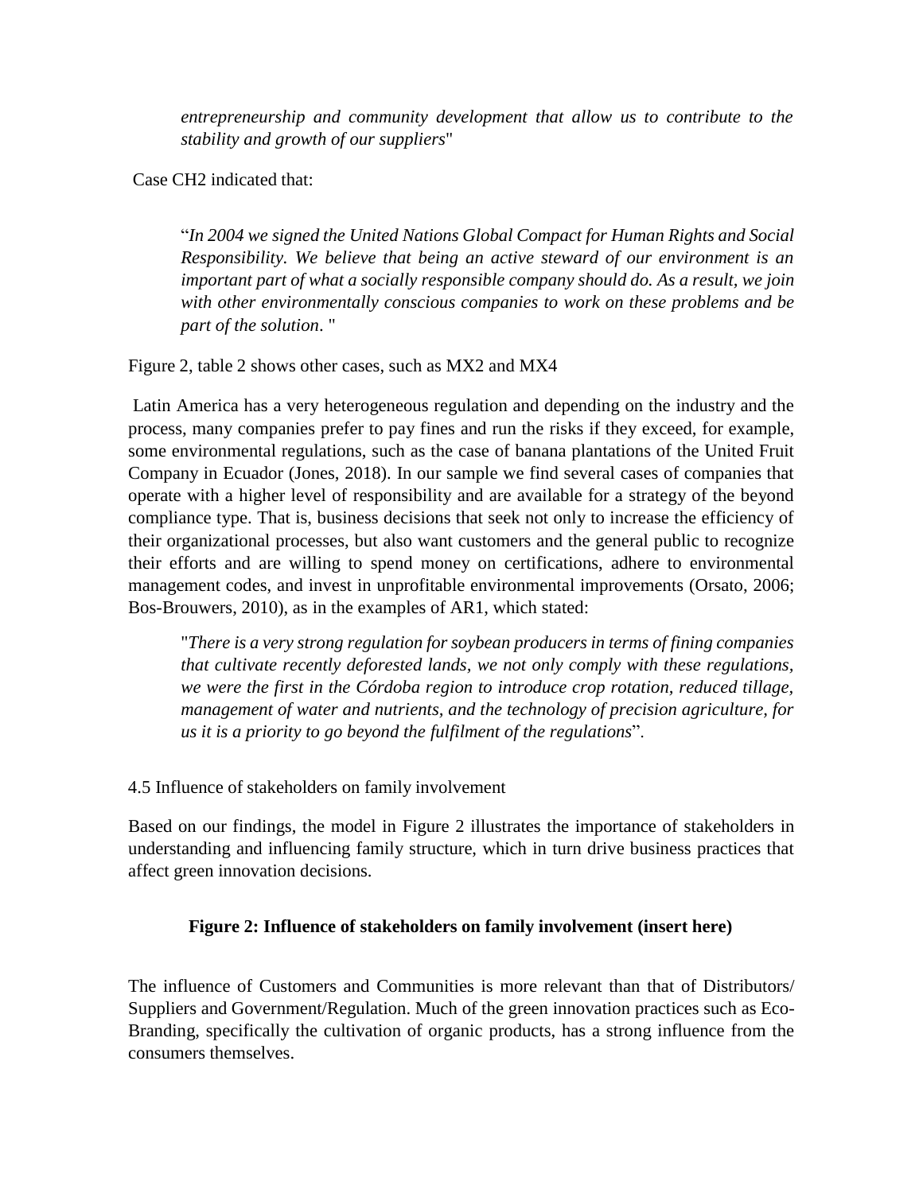> *entrepreneurship and community development that allow us to contribute to the stability and growth of our suppliers*"

Case CH2 indicated that:

> "*In 2004 we signed the United Nations Global Compact for Human Rights and Social Responsibility. We believe that being an active steward of our environment is an important part of what a socially responsible company should do. As a result, we join with other environmentally conscious companies to work on these problems and be part of the solution*. "

Figure 2, table 2 shows other cases, such as MX2 and MX4

Latin America has a very heterogeneous regulation and depending on the industry and the process, many companies prefer to pay fines and run the risks if they exceed, for example, some environmental regulations, such as the case of banana plantations of the United Fruit Company in Ecuador (Jones, 2018). In our sample we find several cases of companies that operate with a higher level of responsibility and are available for a strategy of the beyond compliance type. That is, business decisions that seek not only to increase the efficiency of their organizational processes, but also want customers and the general public to recognize their efforts and are willing to spend money on certifications, adhere to environmental management codes, and invest in unprofitable environmental improvements (Orsato, 2006; Bos-Brouwers, 2010), as in the examples of AR1, which stated:

> "*There is a very strong regulation for soybean producers in terms of fining companies that cultivate recently deforested lands, we not only comply with these regulations, we were the first in the Córdoba region to introduce crop rotation, reduced tillage, management of water and nutrients, and the technology of precision agriculture, for us it is a priority to go beyond the fulfilment of the regulations*".

4.5 Influence of stakeholders on family involvement

Based on our findings, the model in Figure 2 illustrates the importance of stakeholders in understanding and influencing family structure, which in turn drive business practices that affect green innovation decisions.

**Figure 2: Influence of stakeholders on family involvement (insert here)**

The influence of Customers and Communities is more relevant than that of Distributors/ Suppliers and Government/Regulation. Much of the green innovation practices such as Eco-Branding, specifically the cultivation of organic products, has a strong influence from the consumers themselves.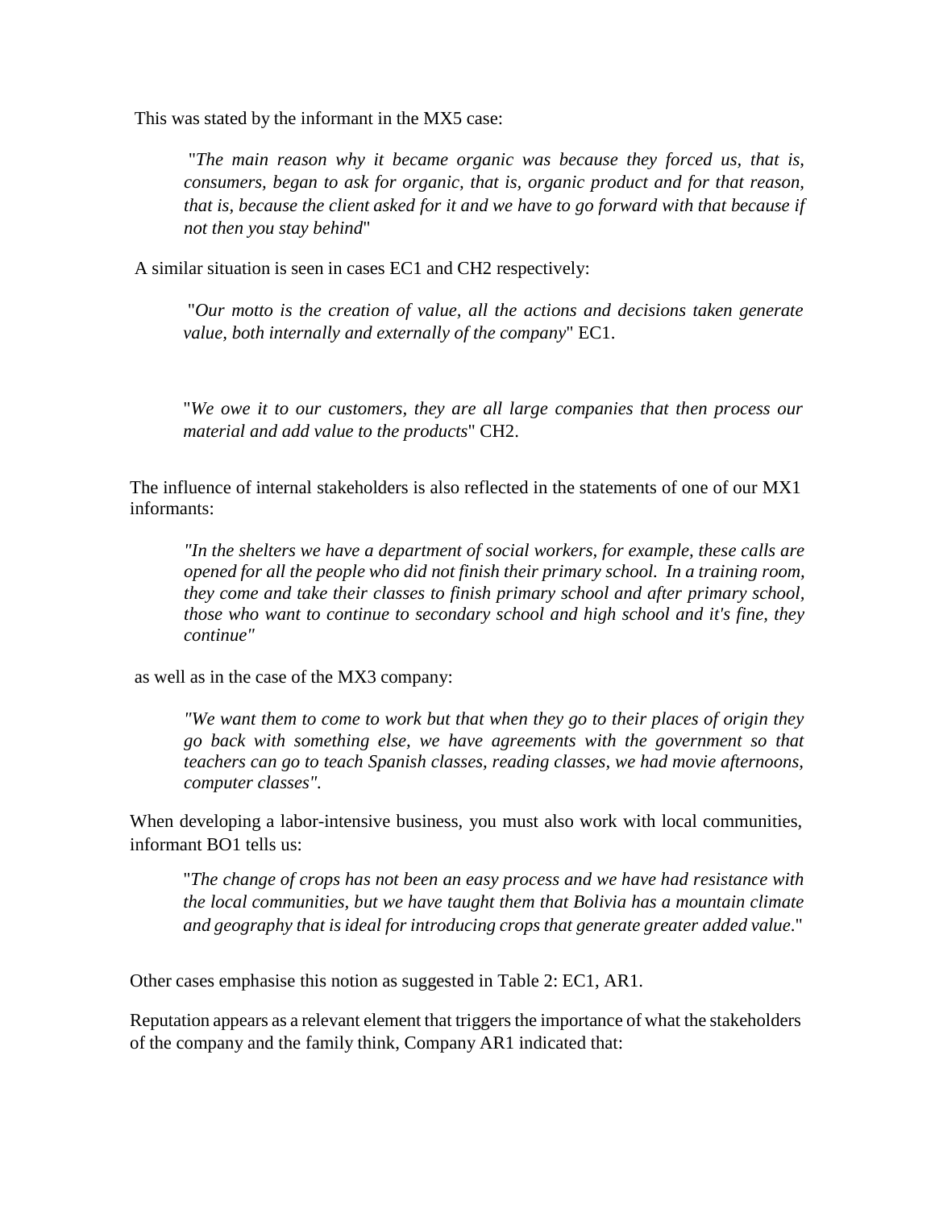This was stated by the informant in the MX5 case:

> "*The main reason why it became organic was because they forced us, that is, consumers, began to ask for organic, that is, organic product and for that reason, that is, because the client asked for it and we have to go forward with that because if not then you stay behind*"

A similar situation is seen in cases EC1 and CH2 respectively:

> "*Our motto is the creation of value, all the actions and decisions taken generate value, both internally and externally of the company*" EC1.

> "*We owe it to our customers, they are all large companies that then process our material and add value to the products*" CH2.

The influence of internal stakeholders is also reflected in the statements of one of our MX1 informants:

> *"In the shelters we have a department of social workers, for example, these calls are opened for all the people who did not finish their primary school. In a training room, they come and take their classes to finish primary school and after primary school, those who want to continue to secondary school and high school and it's fine, they continue"*

as well as in the case of the MX3 company:

> *"We want them to come to work but that when they go to their places of origin they go back with something else, we have agreements with the government so that teachers can go to teach Spanish classes, reading classes, we had movie afternoons, computer classes".*

When developing a labor-intensive business, you must also work with local communities, informant BO1 tells us:

> "*The change of crops has not been an easy process and we have had resistance with the local communities, but we have taught them that Bolivia has a mountain climate and geography that is ideal for introducing crops that generate greater added value*."

Other cases emphasise this notion as suggested in Table 2: EC1, AR1.

Reputation appears as a relevant element that triggers the importance of what the stakeholders of the company and the family think, Company AR1 indicated that: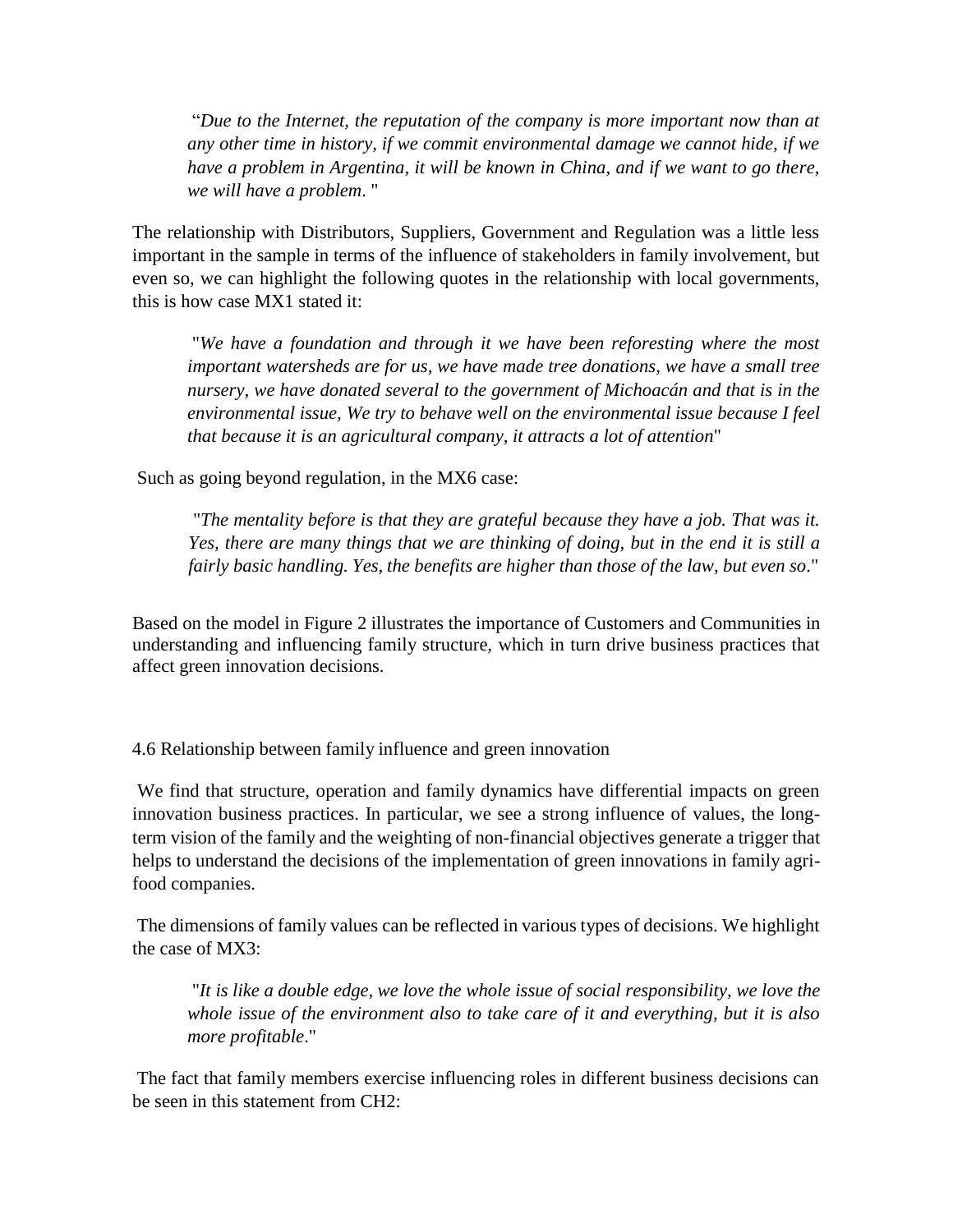> "*Due to the Internet, the reputation of the company is more important now than at any other time in history, if we commit environmental damage we cannot hide, if we have a problem in Argentina, it will be known in China, and if we want to go there, we will have a problem*. "

The relationship with Distributors, Suppliers, Government and Regulation was a little less important in the sample in terms of the influence of stakeholders in family involvement, but even so, we can highlight the following quotes in the relationship with local governments, this is how case MX1 stated it:

> "*We have a foundation and through it we have been reforesting where the most important watersheds are for us, we have made tree donations, we have a small tree nursery, we have donated several to the government of Michoacán and that is in the environmental issue, We try to behave well on the environmental issue because I feel that because it is an agricultural company, it attracts a lot of attention*"

Such as going beyond regulation, in the MX6 case:

> "*The mentality before is that they are grateful because they have a job. That was it. Yes, there are many things that we are thinking of doing, but in the end it is still a fairly basic handling. Yes, the benefits are higher than those of the law, but even so*."

Based on the model in Figure 2 illustrates the importance of Customers and Communities in understanding and influencing family structure, which in turn drive business practices that affect green innovation decisions.

### 4.6 Relationship between family influence and green innovation

We find that structure, operation and family dynamics have differential impacts on green innovation business practices. In particular, we see a strong influence of values, the long-term vision of the family and the weighting of non-financial objectives generate a trigger that helps to understand the decisions of the implementation of green innovations in family agri-food companies.

The dimensions of family values can be reflected in various types of decisions. We highlight the case of MX3:

> "*It is like a double edge, we love the whole issue of social responsibility, we love the whole issue of the environment also to take care of it and everything, but it is also more profitable*."

The fact that family members exercise influencing roles in different business decisions can be seen in this statement from CH2: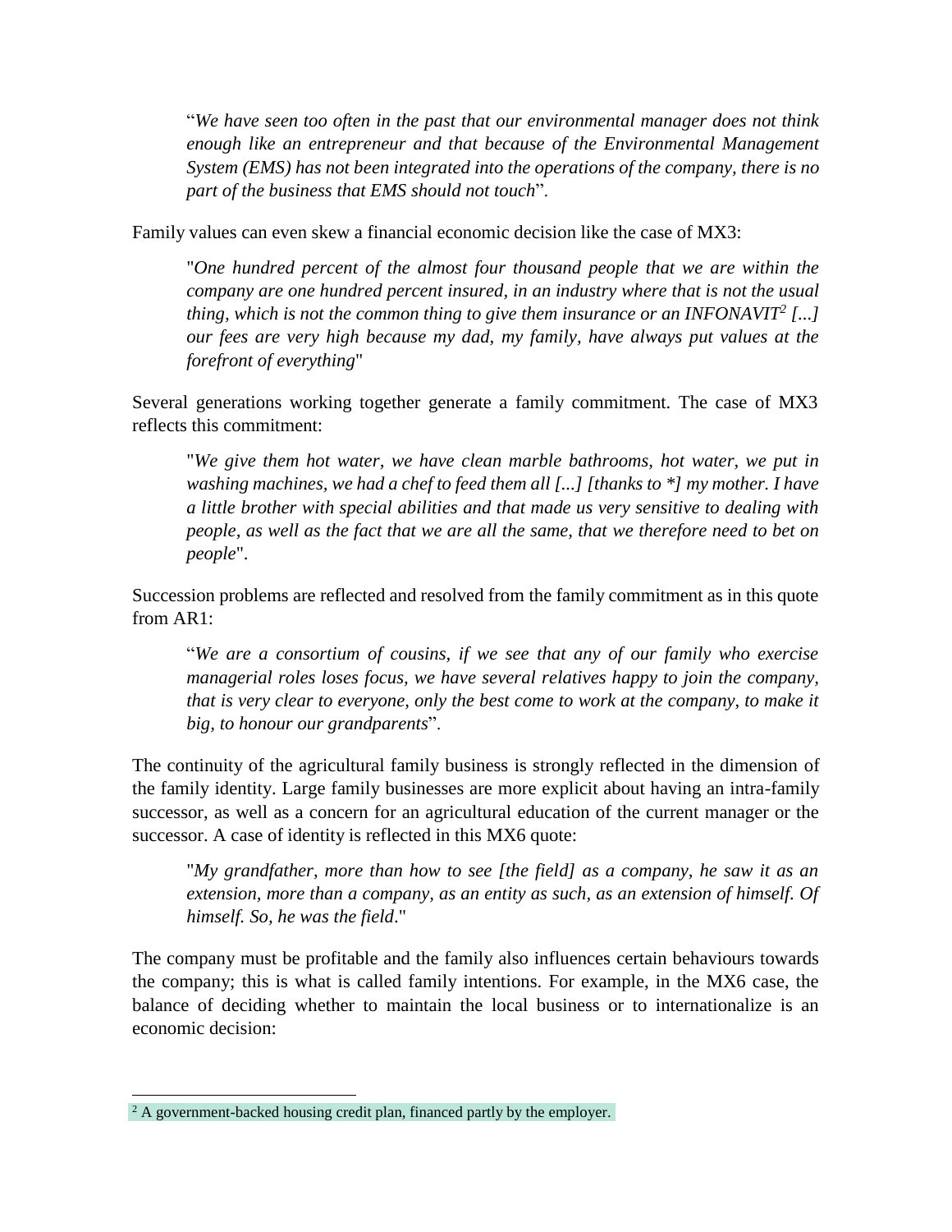> "*We have seen too often in the past that our environmental manager does not think enough like an entrepreneur and that because of the Environmental Management System (EMS) has not been integrated into the operations of the company, there is no part of the business that EMS should not touch*".

Family values can even skew a financial economic decision like the case of MX3:

> "*One hundred percent of the almost four thousand people that we are within the company are one hundred percent insured, in an industry where that is not the usual thing, which is not the common thing to give them insurance or an INFONAVIT[2] [...] our fees are very high because my dad, my family, have always put values at the forefront of everything*"

Several generations working together generate a family commitment. The case of MX3 reflects this commitment:

> "*We give them hot water, we have clean marble bathrooms, hot water, we put in washing machines, we had a chef to feed them all [...] [thanks to *] my mother. I have a little brother with special abilities and that made us very sensitive to dealing with people, as well as the fact that we are all the same, that we therefore need to bet on people*".

Succession problems are reflected and resolved from the family commitment as in this quote from AR1:

> "*We are a consortium of cousins, if we see that any of our family who exercise managerial roles loses focus, we have several relatives happy to join the company, that is very clear to everyone, only the best come to work at the company, to make it big, to honour our grandparents*".

The continuity of the agricultural family business is strongly reflected in the dimension of the family identity. Large family businesses are more explicit about having an intra-family successor, as well as a concern for an agricultural education of the current manager or the successor. A case of identity is reflected in this MX6 quote:

> "*My grandfather, more than how to see [the field] as a company, he saw it as an extension, more than a company, as an entity as such, as an extension of himself. Of himself. So, he was the field*."

The company must be profitable and the family also influences certain behaviours towards the company; this is what is called family intentions. For example, in the MX6 case, the balance of deciding whether to maintain the local business or to internationalize is an economic decision:

---

[2] A government-backed housing credit plan, financed partly by the employer.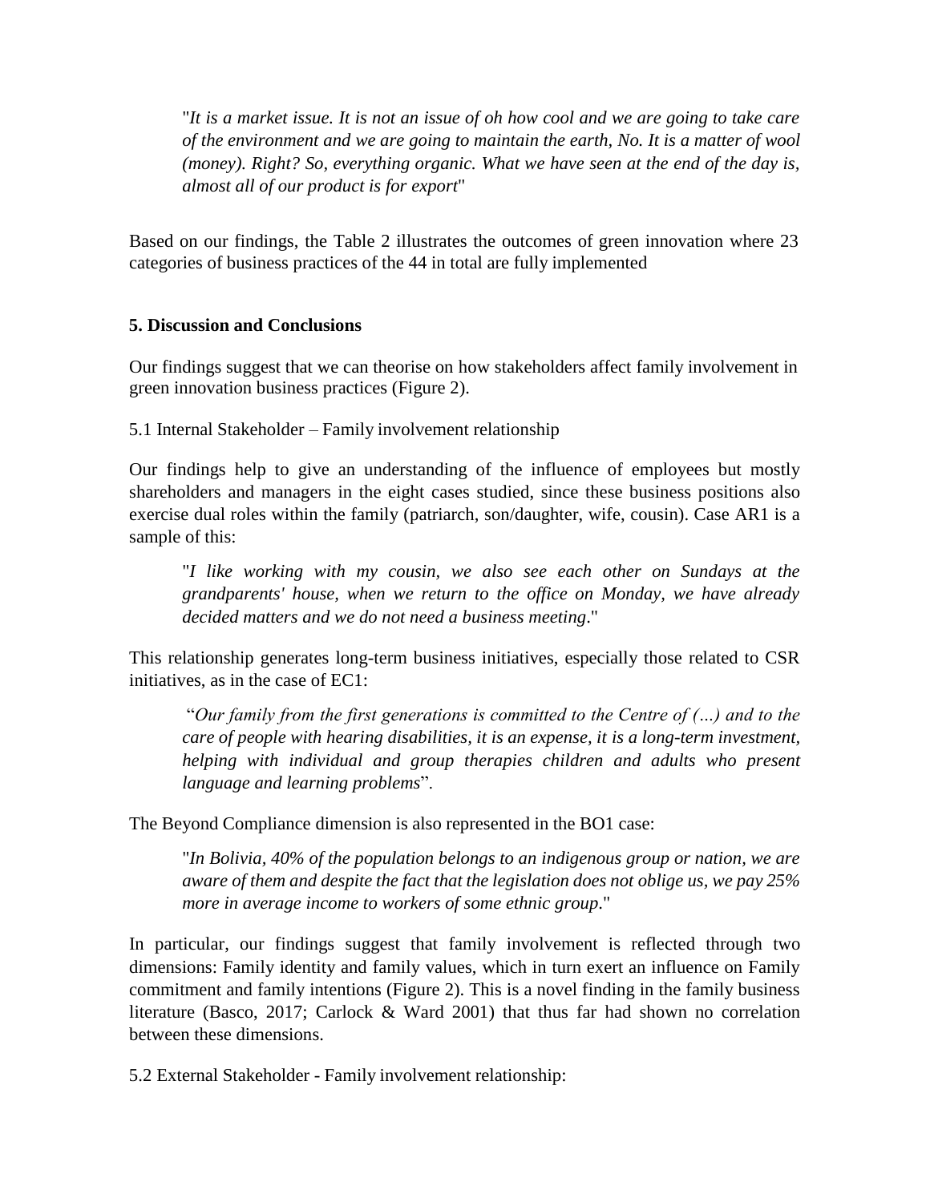> "*It is a market issue. It is not an issue of oh how cool and we are going to take care of the environment and we are going to maintain the earth, No. It is a matter of wool (money). Right? So, everything organic. What we have seen at the end of the day is, almost all of our product is for export*"

Based on our findings, the Table 2 illustrates the outcomes of green innovation where 23 categories of business practices of the 44 in total are fully implemented

## 5. Discussion and Conclusions

Our findings suggest that we can theorise on how stakeholders affect family involvement in green innovation business practices (Figure 2).

### 5.1 Internal Stakeholder – Family involvement relationship

Our findings help to give an understanding of the influence of employees but mostly shareholders and managers in the eight cases studied, since these business positions also exercise dual roles within the family (patriarch, son/daughter, wife, cousin). Case AR1 is a sample of this:

> "*I like working with my cousin, we also see each other on Sundays at the grandparents' house, when we return to the office on Monday, we have already decided matters and we do not need a business meeting.*"

This relationship generates long-term business initiatives, especially those related to CSR initiatives, as in the case of EC1:

> "*Our family from the first generations is committed to the Centre of (…) and to the care of people with hearing disabilities, it is an expense, it is a long-term investment, helping with individual and group therapies children and adults who present language and learning problems*".

The Beyond Compliance dimension is also represented in the BO1 case:

> "*In Bolivia, 40% of the population belongs to an indigenous group or nation, we are aware of them and despite the fact that the legislation does not oblige us, we pay 25% more in average income to workers of some ethnic group.*"

In particular, our findings suggest that family involvement is reflected through two dimensions: Family identity and family values, which in turn exert an influence on Family commitment and family intentions (Figure 2). This is a novel finding in the family business literature (Basco, 2017; Carlock & Ward 2001) that thus far had shown no correlation between these dimensions.

### 5.2 External Stakeholder - Family involvement relationship: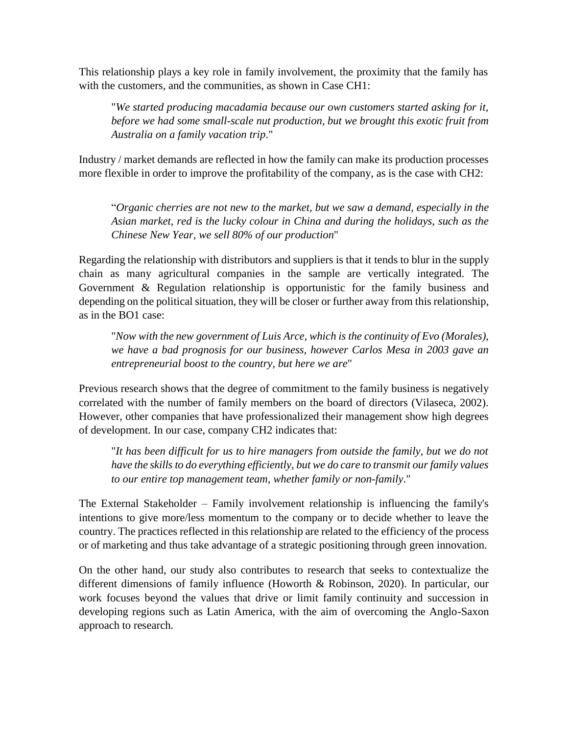This relationship plays a key role in family involvement, the proximity that the family has with the customers, and the communities, as shown in Case CH1:

> "*We started producing macadamia because our own customers started asking for it, before we had some small-scale nut production, but we brought this exotic fruit from Australia on a family vacation trip*."

Industry / market demands are reflected in how the family can make its production processes more flexible in order to improve the profitability of the company, as is the case with CH2:

> "*Organic cherries are not new to the market, but we saw a demand, especially in the Asian market, red is the lucky colour in China and during the holidays, such as the Chinese New Year, we sell 80% of our production*"

Regarding the relationship with distributors and suppliers is that it tends to blur in the supply chain as many agricultural companies in the sample are vertically integrated. The Government & Regulation relationship is opportunistic for the family business and depending on the political situation, they will be closer or further away from this relationship, as in the BO1 case:

> "*Now with the new government of Luis Arce, which is the continuity of Evo (Morales), we have a bad prognosis for our business, however Carlos Mesa in 2003 gave an entrepreneurial boost to the country, but here we are*"

Previous research shows that the degree of commitment to the family business is negatively correlated with the number of family members on the board of directors (Vilaseca, 2002). However, other companies that have professionalized their management show high degrees of development. In our case, company CH2 indicates that:

> "*It has been difficult for us to hire managers from outside the family, but we do not have the skills to do everything efficiently, but we do care to transmit our family values to our entire top management team, whether family or non-family*."

The External Stakeholder – Family involvement relationship is influencing the family's intentions to give more/less momentum to the company or to decide whether to leave the country. The practices reflected in this relationship are related to the efficiency of the process or of marketing and thus take advantage of a strategic positioning through green innovation.

On the other hand, our study also contributes to research that seeks to contextualize the different dimensions of family influence (Howorth & Robinson, 2020). In particular, our work focuses beyond the values that drive or limit family continuity and succession in developing regions such as Latin America, with the aim of overcoming the Anglo-Saxon approach to research.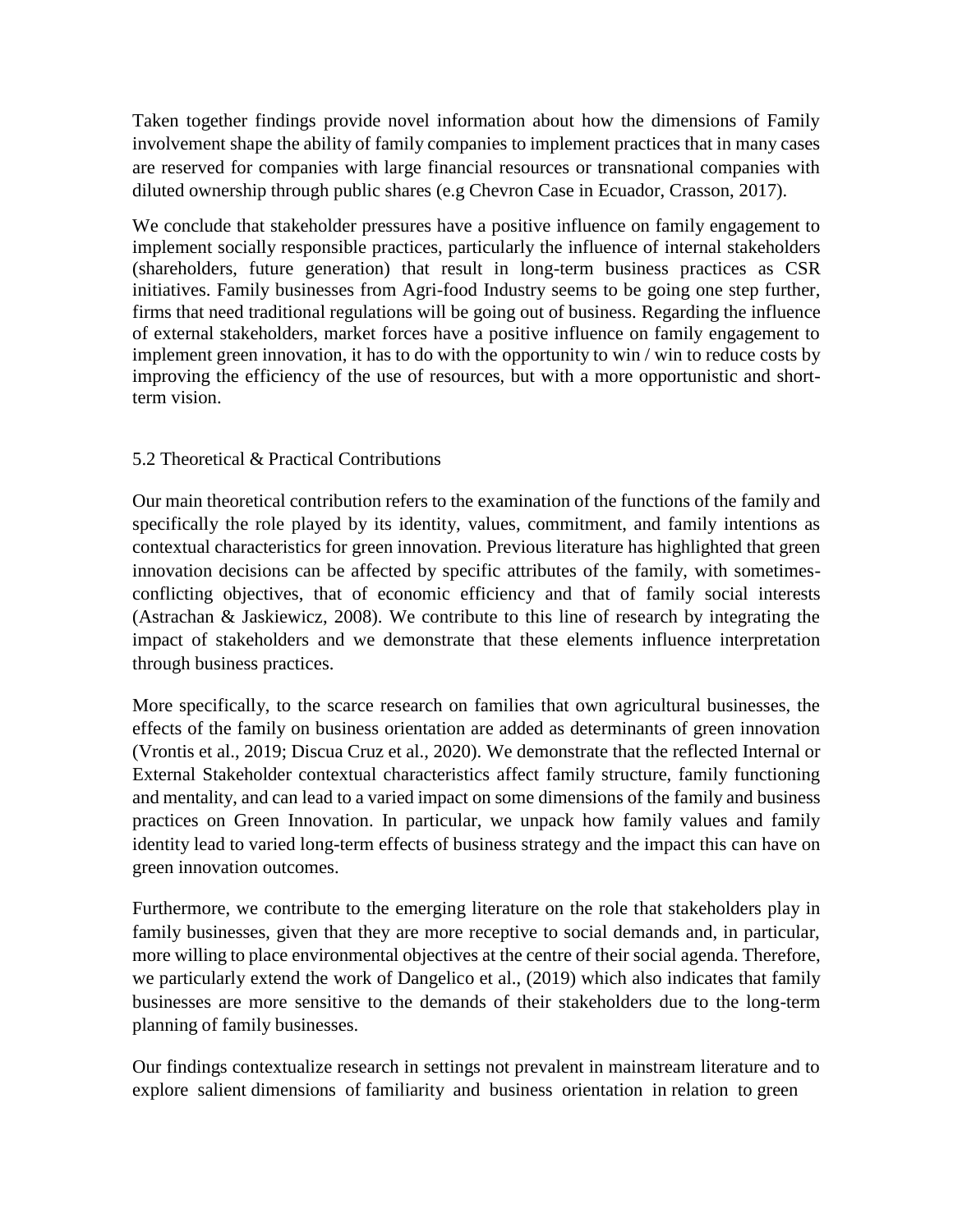Taken together findings provide novel information about how the dimensions of Family involvement shape the ability of family companies to implement practices that in many cases are reserved for companies with large financial resources or transnational companies with diluted ownership through public shares (e.g Chevron Case in Ecuador, Crasson, 2017).

We conclude that stakeholder pressures have a positive influence on family engagement to implement socially responsible practices, particularly the influence of internal stakeholders (shareholders, future generation) that result in long-term business practices as CSR initiatives. Family businesses from Agri-food Industry seems to be going one step further, firms that need traditional regulations will be going out of business. Regarding the influence of external stakeholders, market forces have a positive influence on family engagement to implement green innovation, it has to do with the opportunity to win / win to reduce costs by improving the efficiency of the use of resources, but with a more opportunistic and short-term vision.

## 5.2 Theoretical & Practical Contributions

Our main theoretical contribution refers to the examination of the functions of the family and specifically the role played by its identity, values, commitment, and family intentions as contextual characteristics for green innovation. Previous literature has highlighted that green innovation decisions can be affected by specific attributes of the family, with sometimes-conflicting objectives, that of economic efficiency and that of family social interests (Astrachan & Jaskiewicz, 2008). We contribute to this line of research by integrating the impact of stakeholders and we demonstrate that these elements influence interpretation through business practices.

More specifically, to the scarce research on families that own agricultural businesses, the effects of the family on business orientation are added as determinants of green innovation (Vrontis et al., 2019; Discua Cruz et al., 2020). We demonstrate that the reflected Internal or External Stakeholder contextual characteristics affect family structure, family functioning and mentality, and can lead to a varied impact on some dimensions of the family and business practices on Green Innovation. In particular, we unpack how family values and family identity lead to varied long-term effects of business strategy and the impact this can have on green innovation outcomes.

Furthermore, we contribute to the emerging literature on the role that stakeholders play in family businesses, given that they are more receptive to social demands and, in particular, more willing to place environmental objectives at the centre of their social agenda. Therefore, we particularly extend the work of Dangelico et al., (2019) which also indicates that family businesses are more sensitive to the demands of their stakeholders due to the long-term planning of family businesses.

Our findings contextualize research in settings not prevalent in mainstream literature and to explore salient dimensions of familiarity and business orientation in relation to green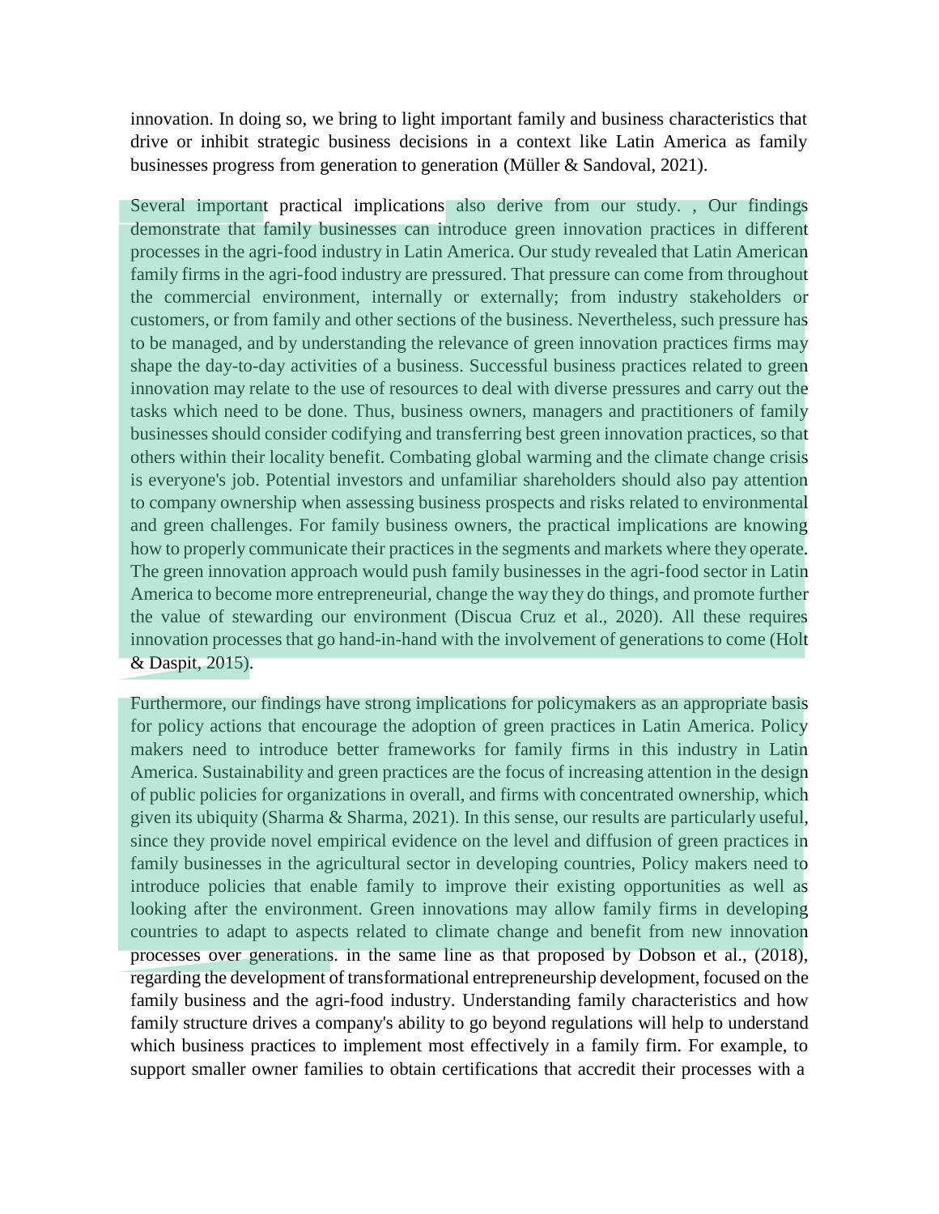innovation. In doing so, we bring to light important family and business characteristics that drive or inhibit strategic business decisions in a context like Latin America as family businesses progress from generation to generation (Müller & Sandoval, 2021).

Several important practical implications also derive from our study. , Our findings demonstrate that family businesses can introduce green innovation practices in different processes in the agri-food industry in Latin America. Our study revealed that Latin American family firms in the agri-food industry are pressured. That pressure can come from throughout the commercial environment, internally or externally; from industry stakeholders or customers, or from family and other sections of the business. Nevertheless, such pressure has to be managed, and by understanding the relevance of green innovation practices firms may shape the day-to-day activities of a business. Successful business practices related to green innovation may relate to the use of resources to deal with diverse pressures and carry out the tasks which need to be done. Thus, business owners, managers and practitioners of family businesses should consider codifying and transferring best green innovation practices, so that others within their locality benefit. Combating global warming and the climate change crisis is everyone's job. Potential investors and unfamiliar shareholders should also pay attention to company ownership when assessing business prospects and risks related to environmental and green challenges. For family business owners, the practical implications are knowing how to properly communicate their practices in the segments and markets where they operate. The green innovation approach would push family businesses in the agri-food sector in Latin America to become more entrepreneurial, change the way they do things, and promote further the value of stewarding our environment (Discua Cruz et al., 2020). All these requires innovation processes that go hand-in-hand with the involvement of generations to come (Holt & Daspit, 2015).

Furthermore, our findings have strong implications for policymakers as an appropriate basis for policy actions that encourage the adoption of green practices in Latin America. Policy makers need to introduce better frameworks for family firms in this industry in Latin America. Sustainability and green practices are the focus of increasing attention in the design of public policies for organizations in overall, and firms with concentrated ownership, which given its ubiquity (Sharma & Sharma, 2021). In this sense, our results are particularly useful, since they provide novel empirical evidence on the level and diffusion of green practices in family businesses in the agricultural sector in developing countries, Policy makers need to introduce policies that enable family to improve their existing opportunities as well as looking after the environment. Green innovations may allow family firms in developing countries to adapt to aspects related to climate change and benefit from new innovation processes over generations. in the same line as that proposed by Dobson et al., (2018), regarding the development of transformational entrepreneurship development, focused on the family business and the agri-food industry. Understanding family characteristics and how family structure drives a company's ability to go beyond regulations will help to understand which business practices to implement most effectively in a family firm. For example, to support smaller owner families to obtain certifications that accredit their processes with a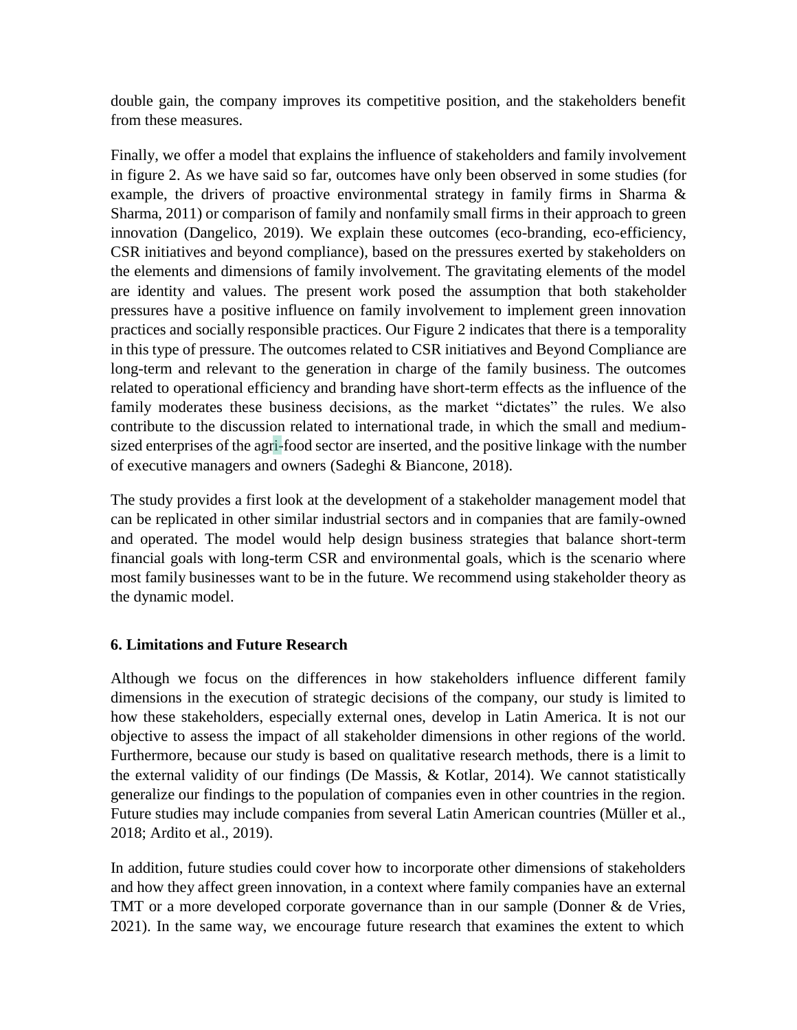double gain, the company improves its competitive position, and the stakeholders benefit from these measures.

Finally, we offer a model that explains the influence of stakeholders and family involvement in figure 2. As we have said so far, outcomes have only been observed in some studies (for example, the drivers of proactive environmental strategy in family firms in Sharma & Sharma, 2011) or comparison of family and nonfamily small firms in their approach to green innovation (Dangelico, 2019). We explain these outcomes (eco-branding, eco-efficiency, CSR initiatives and beyond compliance), based on the pressures exerted by stakeholders on the elements and dimensions of family involvement. The gravitating elements of the model are identity and values. The present work posed the assumption that both stakeholder pressures have a positive influence on family involvement to implement green innovation practices and socially responsible practices. Our Figure 2 indicates that there is a temporality in this type of pressure. The outcomes related to CSR initiatives and Beyond Compliance are long-term and relevant to the generation in charge of the family business. The outcomes related to operational efficiency and branding have short-term effects as the influence of the family moderates these business decisions, as the market "dictates" the rules. We also contribute to the discussion related to international trade, in which the small and medium-sized enterprises of the agri-food sector are inserted, and the positive linkage with the number of executive managers and owners (Sadeghi & Biancone, 2018).

The study provides a first look at the development of a stakeholder management model that can be replicated in other similar industrial sectors and in companies that are family-owned and operated. The model would help design business strategies that balance short-term financial goals with long-term CSR and environmental goals, which is the scenario where most family businesses want to be in the future. We recommend using stakeholder theory as the dynamic model.

## 6. Limitations and Future Research

Although we focus on the differences in how stakeholders influence different family dimensions in the execution of strategic decisions of the company, our study is limited to how these stakeholders, especially external ones, develop in Latin America. It is not our objective to assess the impact of all stakeholder dimensions in other regions of the world. Furthermore, because our study is based on qualitative research methods, there is a limit to the external validity of our findings (De Massis, & Kotlar, 2014). We cannot statistically generalize our findings to the population of companies even in other countries in the region. Future studies may include companies from several Latin American countries (Müller et al., 2018; Ardito et al., 2019).

In addition, future studies could cover how to incorporate other dimensions of stakeholders and how they affect green innovation, in a context where family companies have an external TMT or a more developed corporate governance than in our sample (Donner & de Vries, 2021). In the same way, we encourage future research that examines the extent to which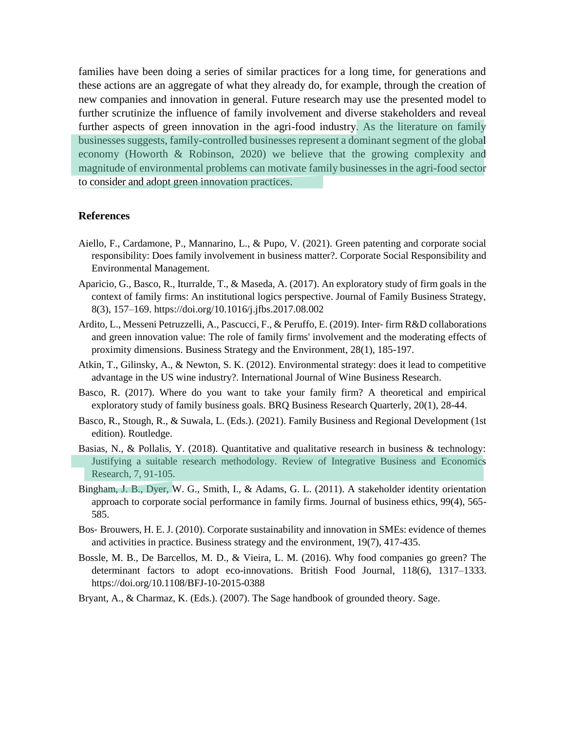families have been doing a series of similar practices for a long time, for generations and these actions are an aggregate of what they already do, for example, through the creation of new companies and innovation in general. Future research may use the presented model to further scrutinize the influence of family involvement and diverse stakeholders and reveal further aspects of green innovation in the agri-food industry. As the literature on family businesses suggests, family-controlled businesses represent a dominant segment of the global economy (Howorth & Robinson, 2020) we believe that the growing complexity and magnitude of environmental problems can motivate family businesses in the agri-food sector to consider and adopt green innovation practices.

## References

Aiello, F., Cardamone, P., Mannarino, L., & Pupo, V. (2021). Green patenting and corporate social responsibility: Does family involvement in business matter?. Corporate Social Responsibility and Environmental Management.

Aparicio, G., Basco, R., Iturralde, T., & Maseda, A. (2017). An exploratory study of firm goals in the context of family firms: An institutional logics perspective. Journal of Family Business Strategy, 8(3), 157–169. https://doi.org/10.1016/j.jfbs.2017.08.002

Ardito, L., Messeni Petruzzelli, A., Pascucci, F., & Peruffo, E. (2019). Inter- firm R&D collaborations and green innovation value: The role of family firms' involvement and the moderating effects of proximity dimensions. Business Strategy and the Environment, 28(1), 185-197.

Atkin, T., Gilinsky, A., & Newton, S. K. (2012). Environmental strategy: does it lead to competitive advantage in the US wine industry?. International Journal of Wine Business Research.

Basco, R. (2017). Where do you want to take your family firm? A theoretical and empirical exploratory study of family business goals. BRQ Business Research Quarterly, 20(1), 28-44.

Basco, R., Stough, R., & Suwala, L. (Eds.). (2021). Family Business and Regional Development (1st edition). Routledge.

Basias, N., & Pollalis, Y. (2018). Quantitative and qualitative research in business & technology: Justifying a suitable research methodology. Review of Integrative Business and Economics Research, 7, 91-105.

Bingham, J. B., Dyer, W. G., Smith, I., & Adams, G. L. (2011). A stakeholder identity orientation approach to corporate social performance in family firms. Journal of business ethics, 99(4), 565-585.

Bos- Brouwers, H. E. J. (2010). Corporate sustainability and innovation in SMEs: evidence of themes and activities in practice. Business strategy and the environment, 19(7), 417-435.

Bossle, M. B., De Barcellos, M. D., & Vieira, L. M. (2016). Why food companies go green? The determinant factors to adopt eco-innovations. British Food Journal, 118(6), 1317–1333. https://doi.org/10.1108/BFJ-10-2015-0388

Bryant, A., & Charmaz, K. (Eds.). (2007). The Sage handbook of grounded theory. Sage.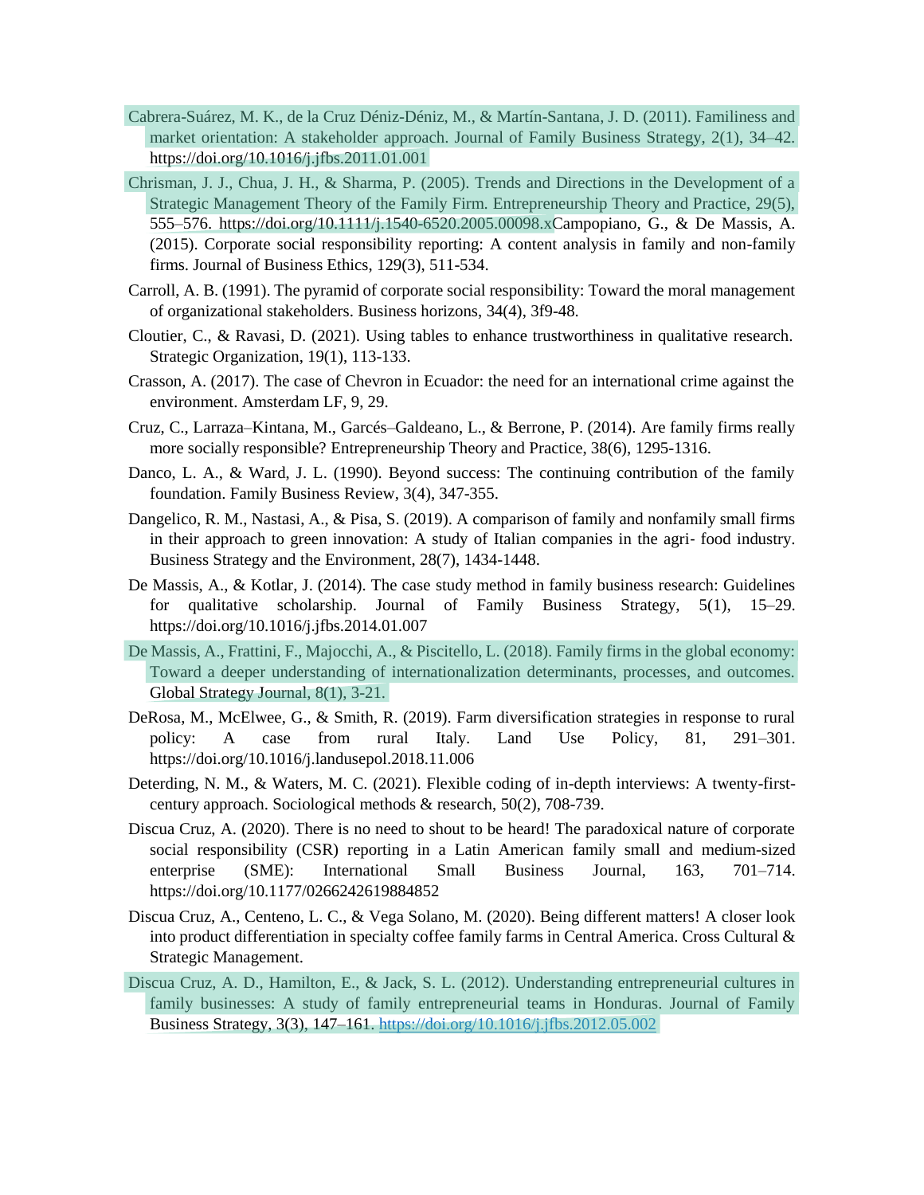Cabrera-Suárez, M. K., de la Cruz Déniz-Déniz, M., & Martín-Santana, J. D. (2011). Familiness and market orientation: A stakeholder approach. Journal of Family Business Strategy, 2(1), 34–42. https://doi.org/10.1016/j.jfbs.2011.01.001

Chrisman, J. J., Chua, J. H., & Sharma, P. (2005). Trends and Directions in the Development of a Strategic Management Theory of the Family Firm. Entrepreneurship Theory and Practice, 29(5), 555–576. https://doi.org/10.1111/j.1540-6520.2005.00098.xCampopiano, G., & De Massis, A. (2015). Corporate social responsibility reporting: A content analysis in family and non-family firms. Journal of Business Ethics, 129(3), 511-534.

Carroll, A. B. (1991). The pyramid of corporate social responsibility: Toward the moral management of organizational stakeholders. Business horizons, 34(4), 3f9-48.

Cloutier, C., & Ravasi, D. (2021). Using tables to enhance trustworthiness in qualitative research. Strategic Organization, 19(1), 113-133.

Crasson, A. (2017). The case of Chevron in Ecuador: the need for an international crime against the environment. Amsterdam LF, 9, 29.

Cruz, C., Larraza–Kintana, M., Garcés–Galdeano, L., & Berrone, P. (2014). Are family firms really more socially responsible? Entrepreneurship Theory and Practice, 38(6), 1295-1316.

Danco, L. A., & Ward, J. L. (1990). Beyond success: The continuing contribution of the family foundation. Family Business Review, 3(4), 347-355.

Dangelico, R. M., Nastasi, A., & Pisa, S. (2019). A comparison of family and nonfamily small firms in their approach to green innovation: A study of Italian companies in the agri- food industry. Business Strategy and the Environment, 28(7), 1434-1448.

De Massis, A., & Kotlar, J. (2014). The case study method in family business research: Guidelines for qualitative scholarship. Journal of Family Business Strategy, 5(1), 15–29. https://doi.org/10.1016/j.jfbs.2014.01.007

De Massis, A., Frattini, F., Majocchi, A., & Piscitello, L. (2018). Family firms in the global economy: Toward a deeper understanding of internationalization determinants, processes, and outcomes. Global Strategy Journal, 8(1), 3-21.

DeRosa, M., McElwee, G., & Smith, R. (2019). Farm diversification strategies in response to rural policy: A case from rural Italy. Land Use Policy, 81, 291–301. https://doi.org/10.1016/j.landusepol.2018.11.006

Deterding, N. M., & Waters, M. C. (2021). Flexible coding of in-depth interviews: A twenty-first-century approach. Sociological methods & research, 50(2), 708-739.

Discua Cruz, A. (2020). There is no need to shout to be heard! The paradoxical nature of corporate social responsibility (CSR) reporting in a Latin American family small and medium-sized enterprise (SME): International Small Business Journal, 163, 701–714. https://doi.org/10.1177/0266242619884852

Discua Cruz, A., Centeno, L. C., & Vega Solano, M. (2020). Being different matters! A closer look into product differentiation in specialty coffee family farms in Central America. Cross Cultural & Strategic Management.

Discua Cruz, A. D., Hamilton, E., & Jack, S. L. (2012). Understanding entrepreneurial cultures in family businesses: A study of family entrepreneurial teams in Honduras. Journal of Family Business Strategy, 3(3), 147–161. https://doi.org/10.1016/j.jfbs.2012.05.002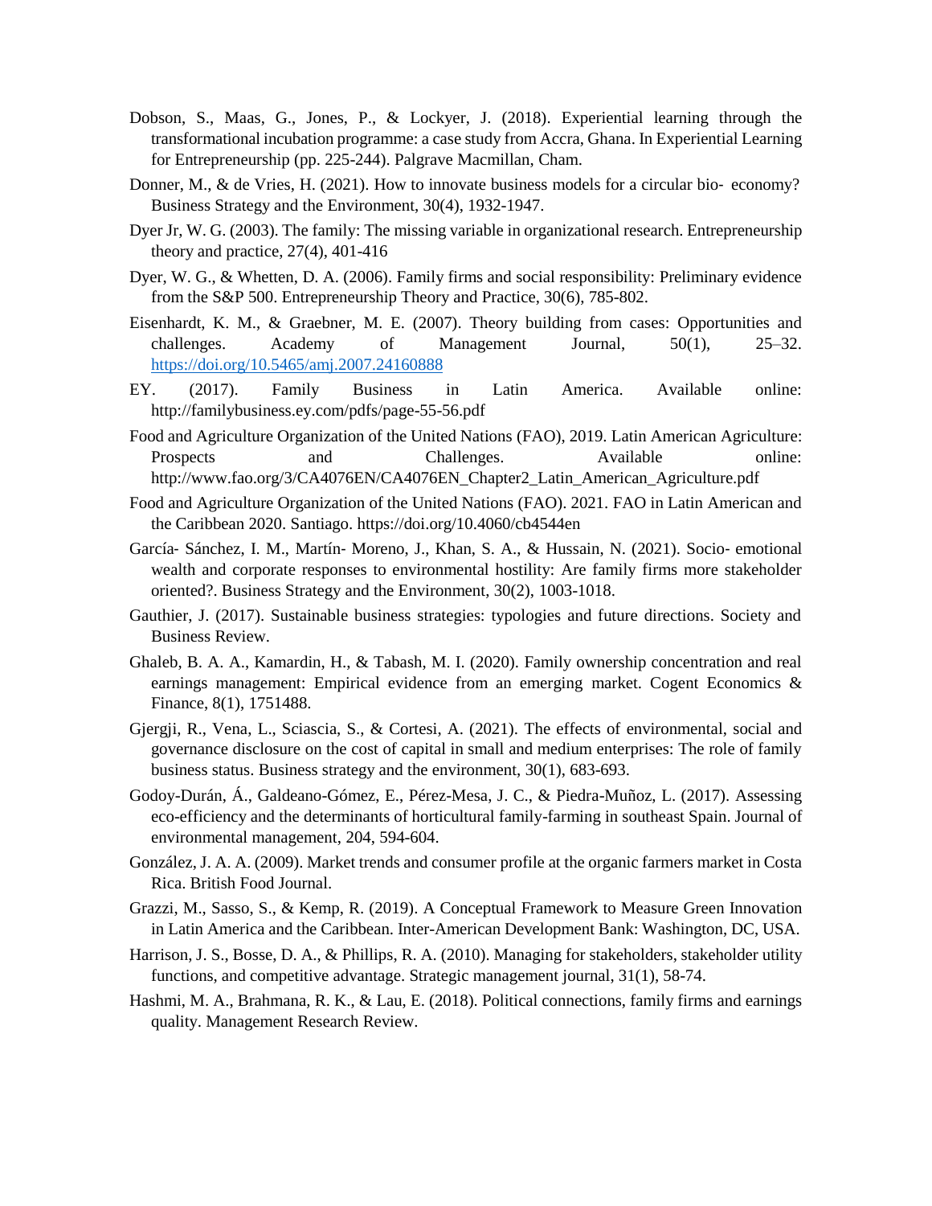Dobson, S., Maas, G., Jones, P., & Lockyer, J. (2018). Experiential learning through the transformational incubation programme: a case study from Accra, Ghana. In Experiential Learning for Entrepreneurship (pp. 225-244). Palgrave Macmillan, Cham.

Donner, M., & de Vries, H. (2021). How to innovate business models for a circular bio‐ economy? Business Strategy and the Environment, 30(4), 1932-1947.

Dyer Jr, W. G. (2003). The family: The missing variable in organizational research. Entrepreneurship theory and practice, 27(4), 401-416

Dyer, W. G., & Whetten, D. A. (2006). Family firms and social responsibility: Preliminary evidence from the S&P 500. Entrepreneurship Theory and Practice, 30(6), 785-802.

Eisenhardt, K. M., & Graebner, M. E. (2007). Theory building from cases: Opportunities and challenges. Academy of Management Journal, 50(1), 25–32. https://doi.org/10.5465/amj.2007.24160888

EY. (2017). Family Business in Latin America. Available online: http://familybusiness.ey.com/pdfs/page-55-56.pdf

Food and Agriculture Organization of the United Nations (FAO), 2019. Latin American Agriculture: Prospects and Challenges. Available online: http://www.fao.org/3/CA4076EN/CA4076EN_Chapter2_Latin_American_Agriculture.pdf

Food and Agriculture Organization of the United Nations (FAO). 2021. FAO in Latin American and the Caribbean 2020. Santiago. https://doi.org/10.4060/cb4544en

García‐ Sánchez, I. M., Martín‐ Moreno, J., Khan, S. A., & Hussain, N. (2021). Socio‐ emotional wealth and corporate responses to environmental hostility: Are family firms more stakeholder oriented?. Business Strategy and the Environment, 30(2), 1003-1018.

Gauthier, J. (2017). Sustainable business strategies: typologies and future directions. Society and Business Review.

Ghaleb, B. A. A., Kamardin, H., & Tabash, M. I. (2020). Family ownership concentration and real earnings management: Empirical evidence from an emerging market. Cogent Economics & Finance, 8(1), 1751488.

Gjergji, R., Vena, L., Sciascia, S., & Cortesi, A. (2021). The effects of environmental, social and governance disclosure on the cost of capital in small and medium enterprises: The role of family business status. Business strategy and the environment, 30(1), 683-693.

Godoy-Durán, Á., Galdeano-Gómez, E., Pérez-Mesa, J. C., & Piedra-Muñoz, L. (2017). Assessing eco-efficiency and the determinants of horticultural family-farming in southeast Spain. Journal of environmental management, 204, 594-604.

González, J. A. A. (2009). Market trends and consumer profile at the organic farmers market in Costa Rica. British Food Journal.

Grazzi, M., Sasso, S., & Kemp, R. (2019). A Conceptual Framework to Measure Green Innovation in Latin America and the Caribbean. Inter-American Development Bank: Washington, DC, USA.

Harrison, J. S., Bosse, D. A., & Phillips, R. A. (2010). Managing for stakeholders, stakeholder utility functions, and competitive advantage. Strategic management journal, 31(1), 58-74.

Hashmi, M. A., Brahmana, R. K., & Lau, E. (2018). Political connections, family firms and earnings quality. Management Research Review.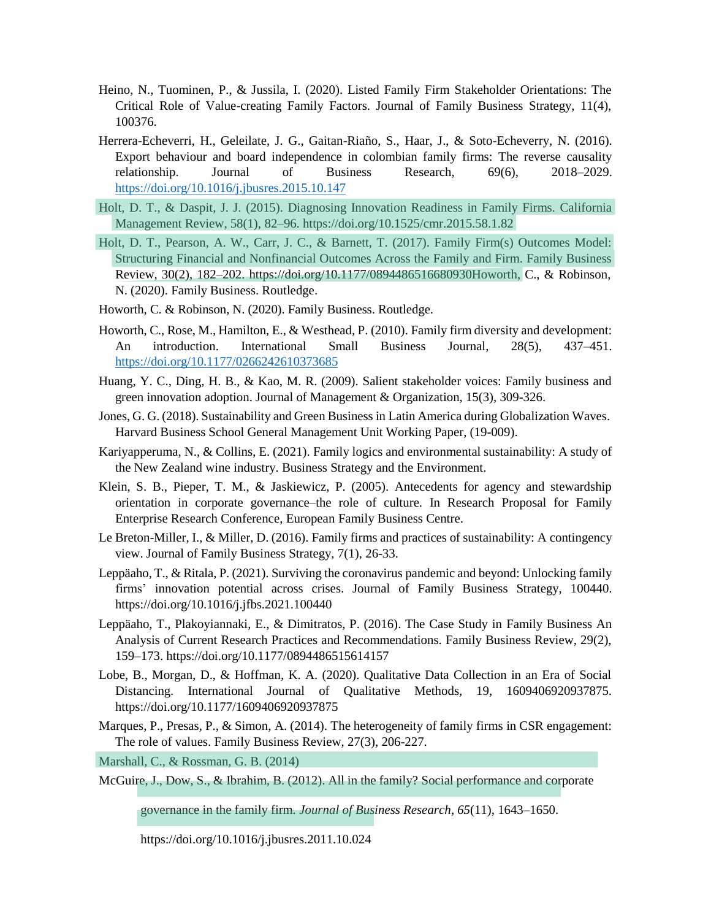Heino, N., Tuominen, P., & Jussila, I. (2020). Listed Family Firm Stakeholder Orientations: The Critical Role of Value-creating Family Factors. Journal of Family Business Strategy, 11(4), 100376.

Herrera-Echeverri, H., Geleilate, J. G., Gaitan-Riaño, S., Haar, J., & Soto-Echeverry, N. (2016). Export behaviour and board independence in colombian family firms: The reverse causality relationship. Journal of Business Research, 69(6), 2018–2029. https://doi.org/10.1016/j.jbusres.2015.10.147

Holt, D. T., & Daspit, J. J. (2015). Diagnosing Innovation Readiness in Family Firms. California Management Review, 58(1), 82–96. https://doi.org/10.1525/cmr.2015.58.1.82

Holt, D. T., Pearson, A. W., Carr, J. C., & Barnett, T. (2017). Family Firm(s) Outcomes Model: Structuring Financial and Nonfinancial Outcomes Across the Family and Firm. Family Business Review, 30(2), 182–202. https://doi.org/10.1177/0894486516680930Howorth, C., & Robinson, N. (2020). Family Business. Routledge.

Howorth, C. & Robinson, N. (2020). Family Business. Routledge.

Howorth, C., Rose, M., Hamilton, E., & Westhead, P. (2010). Family firm diversity and development: An introduction. International Small Business Journal, 28(5), 437–451. https://doi.org/10.1177/0266242610373685

Huang, Y. C., Ding, H. B., & Kao, M. R. (2009). Salient stakeholder voices: Family business and green innovation adoption. Journal of Management & Organization, 15(3), 309-326.

Jones, G. G. (2018). Sustainability and Green Business in Latin America during Globalization Waves. Harvard Business School General Management Unit Working Paper, (19-009).

Kariyapperuma, N., & Collins, E. (2021). Family logics and environmental sustainability: A study of the New Zealand wine industry. Business Strategy and the Environment.

Klein, S. B., Pieper, T. M., & Jaskiewicz, P. (2005). Antecedents for agency and stewardship orientation in corporate governance–the role of culture. In Research Proposal for Family Enterprise Research Conference, European Family Business Centre.

Le Breton-Miller, I., & Miller, D. (2016). Family firms and practices of sustainability: A contingency view. Journal of Family Business Strategy, 7(1), 26-33.

Leppäaho, T., & Ritala, P. (2021). Surviving the coronavirus pandemic and beyond: Unlocking family firms' innovation potential across crises. Journal of Family Business Strategy, 100440. https://doi.org/10.1016/j.jfbs.2021.100440

Leppäaho, T., Plakoyiannaki, E., & Dimitratos, P. (2016). The Case Study in Family Business An Analysis of Current Research Practices and Recommendations. Family Business Review, 29(2), 159–173. https://doi.org/10.1177/0894486515614157

Lobe, B., Morgan, D., & Hoffman, K. A. (2020). Qualitative Data Collection in an Era of Social Distancing. International Journal of Qualitative Methods, 19, 1609406920937875. https://doi.org/10.1177/1609406920937875

Marques, P., Presas, P., & Simon, A. (2014). The heterogeneity of family firms in CSR engagement: The role of values. Family Business Review, 27(3), 206-227.

Marshall, C., & Rossman, G. B. (2014)

McGuire, J., Dow, S., & Ibrahim, B. (2012). All in the family? Social performance and corporate governance in the family firm. *Journal of Business Research*, *65*(11), 1643–1650. https://doi.org/10.1016/j.jbusres.2011.10.024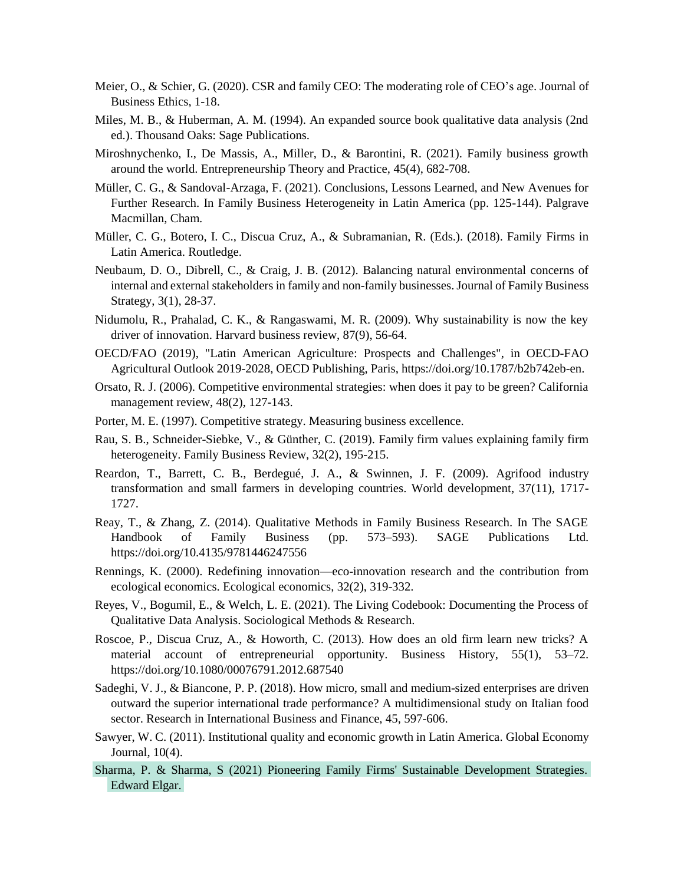Meier, O., & Schier, G. (2020). CSR and family CEO: The moderating role of CEO's age. Journal of Business Ethics, 1-18.

Miles, M. B., & Huberman, A. M. (1994). An expanded source book qualitative data analysis (2nd ed.). Thousand Oaks: Sage Publications.

Miroshnychenko, I., De Massis, A., Miller, D., & Barontini, R. (2021). Family business growth around the world. Entrepreneurship Theory and Practice, 45(4), 682-708.

Müller, C. G., & Sandoval-Arzaga, F. (2021). Conclusions, Lessons Learned, and New Avenues for Further Research. In Family Business Heterogeneity in Latin America (pp. 125-144). Palgrave Macmillan, Cham.

Müller, C. G., Botero, I. C., Discua Cruz, A., & Subramanian, R. (Eds.). (2018). Family Firms in Latin America. Routledge.

Neubaum, D. O., Dibrell, C., & Craig, J. B. (2012). Balancing natural environmental concerns of internal and external stakeholders in family and non-family businesses. Journal of Family Business Strategy, 3(1), 28-37.

Nidumolu, R., Prahalad, C. K., & Rangaswami, M. R. (2009). Why sustainability is now the key driver of innovation. Harvard business review, 87(9), 56-64.

OECD/FAO (2019), "Latin American Agriculture: Prospects and Challenges", in OECD-FAO Agricultural Outlook 2019-2028, OECD Publishing, Paris, https://doi.org/10.1787/b2b742eb-en.

Orsato, R. J. (2006). Competitive environmental strategies: when does it pay to be green? California management review, 48(2), 127-143.

Porter, M. E. (1997). Competitive strategy. Measuring business excellence.

Rau, S. B., Schneider-Siebke, V., & Günther, C. (2019). Family firm values explaining family firm heterogeneity. Family Business Review, 32(2), 195-215.

Reardon, T., Barrett, C. B., Berdegué, J. A., & Swinnen, J. F. (2009). Agrifood industry transformation and small farmers in developing countries. World development, 37(11), 1717-1727.

Reay, T., & Zhang, Z. (2014). Qualitative Methods in Family Business Research. In The SAGE Handbook of Family Business (pp. 573–593). SAGE Publications Ltd. https://doi.org/10.4135/9781446247556

Rennings, K. (2000). Redefining innovation—eco-innovation research and the contribution from ecological economics. Ecological economics, 32(2), 319-332.

Reyes, V., Bogumil, E., & Welch, L. E. (2021). The Living Codebook: Documenting the Process of Qualitative Data Analysis. Sociological Methods & Research.

Roscoe, P., Discua Cruz, A., & Howorth, C. (2013). How does an old firm learn new tricks? A material account of entrepreneurial opportunity. Business History, 55(1), 53–72. https://doi.org/10.1080/00076791.2012.687540

Sadeghi, V. J., & Biancone, P. P. (2018). How micro, small and medium-sized enterprises are driven outward the superior international trade performance? A multidimensional study on Italian food sector. Research in International Business and Finance, 45, 597-606.

Sawyer, W. C. (2011). Institutional quality and economic growth in Latin America. Global Economy Journal, 10(4).

Sharma, P. & Sharma, S (2021) Pioneering Family Firms' Sustainable Development Strategies. Edward Elgar.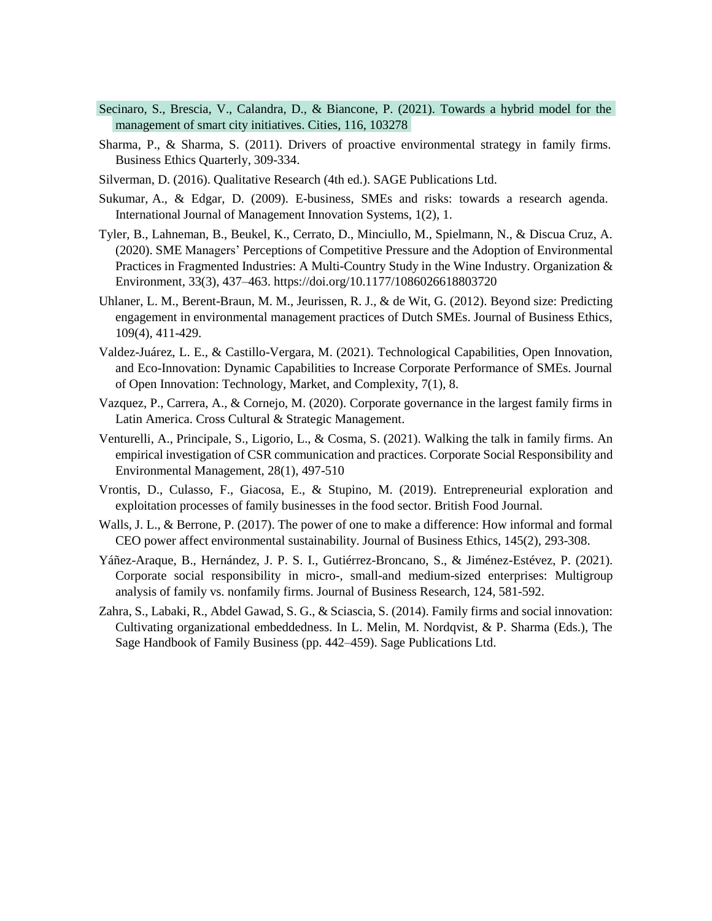Secinaro, S., Brescia, V., Calandra, D., & Biancone, P. (2021). Towards a hybrid model for the management of smart city initiatives. Cities, 116, 103278

Sharma, P., & Sharma, S. (2011). Drivers of proactive environmental strategy in family firms. Business Ethics Quarterly, 309-334.

Silverman, D. (2016). Qualitative Research (4th ed.). SAGE Publications Ltd.

Sukumar, A., & Edgar, D. (2009). E-business, SMEs and risks: towards a research agenda. International Journal of Management Innovation Systems, 1(2), 1.

Tyler, B., Lahneman, B., Beukel, K., Cerrato, D., Minciullo, M., Spielmann, N., & Discua Cruz, A. (2020). SME Managers' Perceptions of Competitive Pressure and the Adoption of Environmental Practices in Fragmented Industries: A Multi-Country Study in the Wine Industry. Organization & Environment, 33(3), 437–463. https://doi.org/10.1177/1086026618803720

Uhlaner, L. M., Berent-Braun, M. M., Jeurissen, R. J., & de Wit, G. (2012). Beyond size: Predicting engagement in environmental management practices of Dutch SMEs. Journal of Business Ethics, 109(4), 411-429.

Valdez-Juárez, L. E., & Castillo-Vergara, M. (2021). Technological Capabilities, Open Innovation, and Eco-Innovation: Dynamic Capabilities to Increase Corporate Performance of SMEs. Journal of Open Innovation: Technology, Market, and Complexity, 7(1), 8.

Vazquez, P., Carrera, A., & Cornejo, M. (2020). Corporate governance in the largest family firms in Latin America. Cross Cultural & Strategic Management.

Venturelli, A., Principale, S., Ligorio, L., & Cosma, S. (2021). Walking the talk in family firms. An empirical investigation of CSR communication and practices. Corporate Social Responsibility and Environmental Management, 28(1), 497-510

Vrontis, D., Culasso, F., Giacosa, E., & Stupino, M. (2019). Entrepreneurial exploration and exploitation processes of family businesses in the food sector. British Food Journal.

Walls, J. L., & Berrone, P. (2017). The power of one to make a difference: How informal and formal CEO power affect environmental sustainability. Journal of Business Ethics, 145(2), 293-308.

Yáñez-Araque, B., Hernández, J. P. S. I., Gutiérrez-Broncano, S., & Jiménez-Estévez, P. (2021). Corporate social responsibility in micro-, small-and medium-sized enterprises: Multigroup analysis of family vs. nonfamily firms. Journal of Business Research, 124, 581-592.

Zahra, S., Labaki, R., Abdel Gawad, S. G., & Sciascia, S. (2014). Family firms and social innovation: Cultivating organizational embeddedness. In L. Melin, M. Nordqvist, & P. Sharma (Eds.), The Sage Handbook of Family Business (pp. 442–459). Sage Publications Ltd.